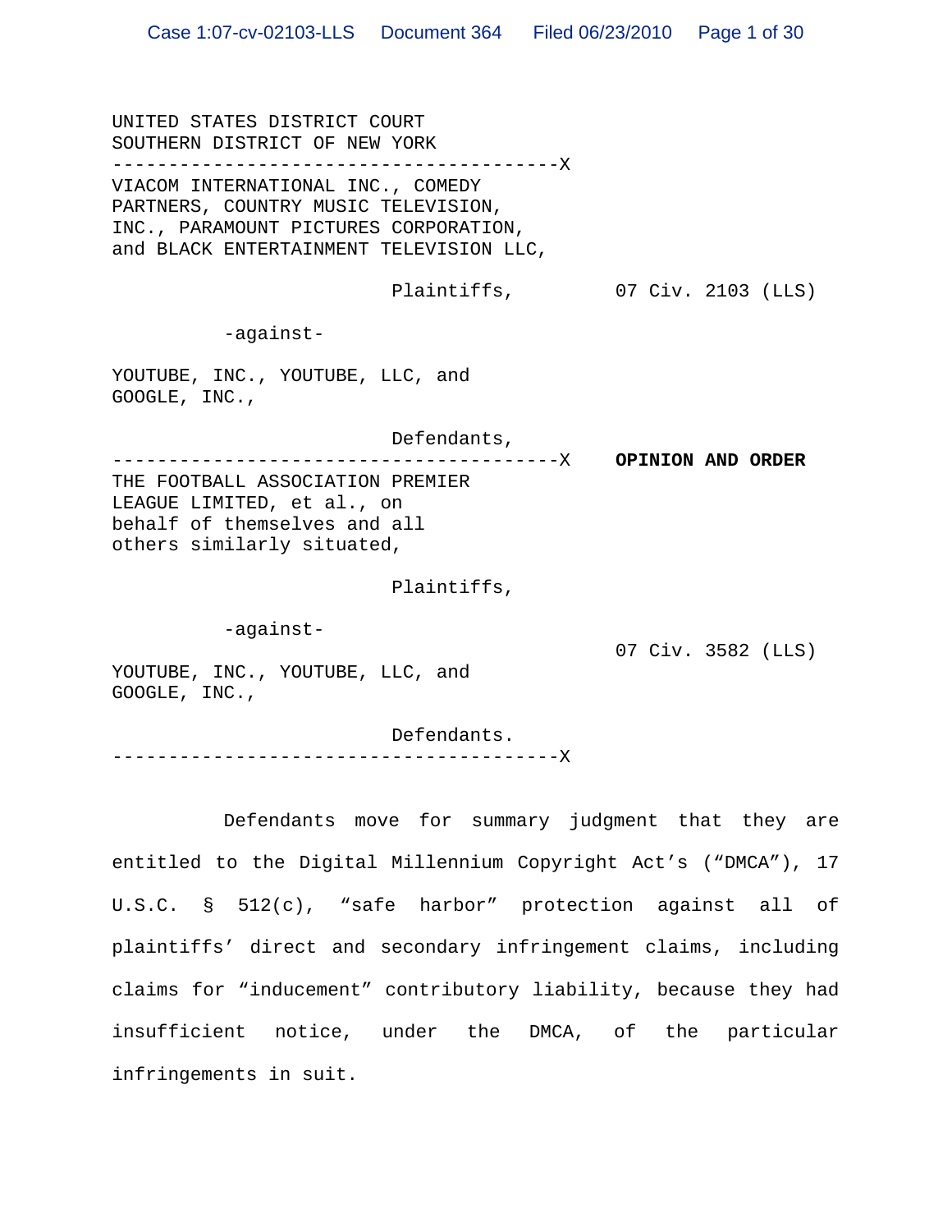UNITED STATES DISTRICT COURT
SOUTHERN DISTRICT OF NEW YORK

---

VIACOM INTERNATIONAL INC., COMEDY PARTNERS, COUNTRY MUSIC TELEVISION, INC., PARAMOUNT PICTURES CORPORATION, and BLACK ENTERTAINMENT TELEVISION LLC,

Plaintiffs,

07 Civ. 2103 (LLS)

-against-

YOUTUBE, INC., YOUTUBE, LLC, and GOOGLE, INC.,

Defendants,

---

**OPINION AND ORDER**

THE FOOTBALL ASSOCIATION PREMIER LEAGUE LIMITED, et al., on behalf of themselves and all others similarly situated,

Plaintiffs,

-against-

07 Civ. 3582 (LLS)

YOUTUBE, INC., YOUTUBE, LLC, and GOOGLE, INC.,

Defendants.

---

Defendants move for summary judgment that they are entitled to the Digital Millennium Copyright Act's ("DMCA"), 17 U.S.C. § 512(c), "safe harbor" protection against all of plaintiffs' direct and secondary infringement claims, including claims for "inducement" contributory liability, because they had insufficient notice, under the DMCA, of the particular infringements in suit.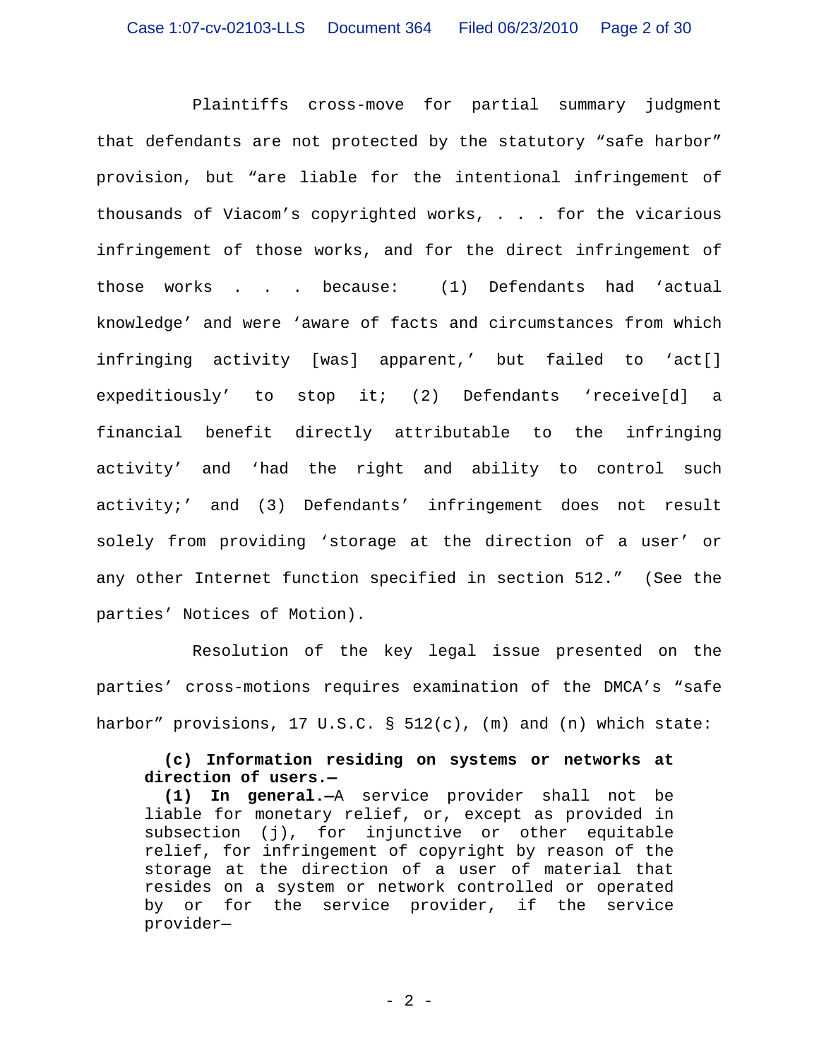Plaintiffs cross-move for partial summary judgment that defendants are not protected by the statutory "safe harbor" provision, but "are liable for the intentional infringement of thousands of Viacom's copyrighted works, . . . for the vicarious infringement of those works, and for the direct infringement of those works . . . because: (1) Defendants had 'actual knowledge' and were 'aware of facts and circumstances from which infringing activity [was] apparent,' but failed to 'act[] expeditiously' to stop it; (2) Defendants 'receive[d] a financial benefit directly attributable to the infringing activity' and 'had the right and ability to control such activity;' and (3) Defendants' infringement does not result solely from providing 'storage at the direction of a user' or any other Internet function specified in section 512." (See the parties' Notices of Motion).

Resolution of the key legal issue presented on the parties' cross-motions requires examination of the DMCA's "safe harbor" provisions, 17 U.S.C. § 512(c), (m) and (n) which state:

> **(c) Information residing on systems or networks at direction of users.—**
> **(1) In general.—**A service provider shall not be liable for monetary relief, or, except as provided in subsection (j), for injunctive or other equitable relief, for infringement of copyright by reason of the storage at the direction of a user of material that resides on a system or network controlled or operated by or for the service provider, if the service provider—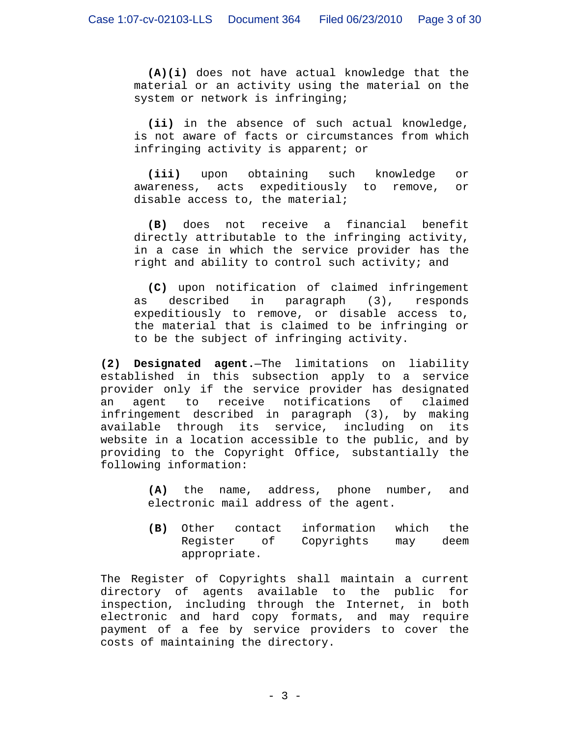**(A)(i)** does not have actual knowledge that the material or an activity using the material on the system or network is infringing;

**(ii)** in the absence of such actual knowledge, is not aware of facts or circumstances from which infringing activity is apparent; or

**(iii)** upon obtaining such knowledge or awareness, acts expeditiously to remove, or disable access to, the material;

**(B)** does not receive a financial benefit directly attributable to the infringing activity, in a case in which the service provider has the right and ability to control such activity; and

**(C)** upon notification of claimed infringement as described in paragraph (3), responds expeditiously to remove, or disable access to, the material that is claimed to be infringing or to be the subject of infringing activity.

**(2) Designated agent.**—The limitations on liability established in this subsection apply to a service provider only if the service provider has designated an agent to receive notifications of claimed infringement described in paragraph (3), by making available through its service, including on its website in a location accessible to the public, and by providing to the Copyright Office, substantially the following information:

**(A)** the name, address, phone number, and electronic mail address of the agent.

**(B)** Other contact information which the Register of Copyrights may deem appropriate.

The Register of Copyrights shall maintain a current directory of agents available to the public for inspection, including through the Internet, in both electronic and hard copy formats, and may require payment of a fee by service providers to cover the costs of maintaining the directory.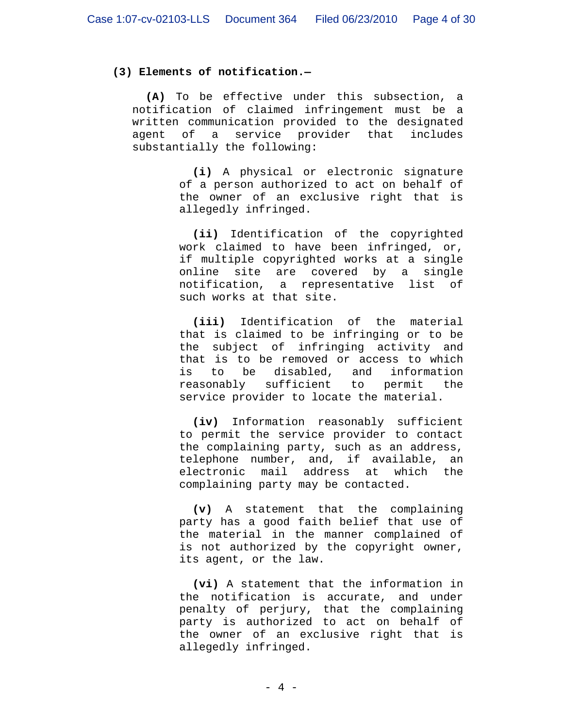**(3) Elements of notification.—**

**(A)** To be effective under this subsection, a notification of claimed infringement must be a written communication provided to the designated agent of a service provider that includes substantially the following:

> **(i)** A physical or electronic signature of a person authorized to act on behalf of the owner of an exclusive right that is allegedly infringed.
>
> **(ii)** Identification of the copyrighted work claimed to have been infringed, or, if multiple copyrighted works at a single online site are covered by a single notification, a representative list of such works at that site.
>
> **(iii)** Identification of the material that is claimed to be infringing or to be the subject of infringing activity and that is to be removed or access to which is to be disabled, and information reasonably sufficient to permit the service provider to locate the material.
>
> **(iv)** Information reasonably sufficient to permit the service provider to contact the complaining party, such as an address, telephone number, and, if available, an electronic mail address at which the complaining party may be contacted.
>
> **(v)** A statement that the complaining party has a good faith belief that use of the material in the manner complained of is not authorized by the copyright owner, its agent, or the law.
>
> **(vi)** A statement that the information in the notification is accurate, and under penalty of perjury, that the complaining party is authorized to act on behalf of the owner of an exclusive right that is allegedly infringed.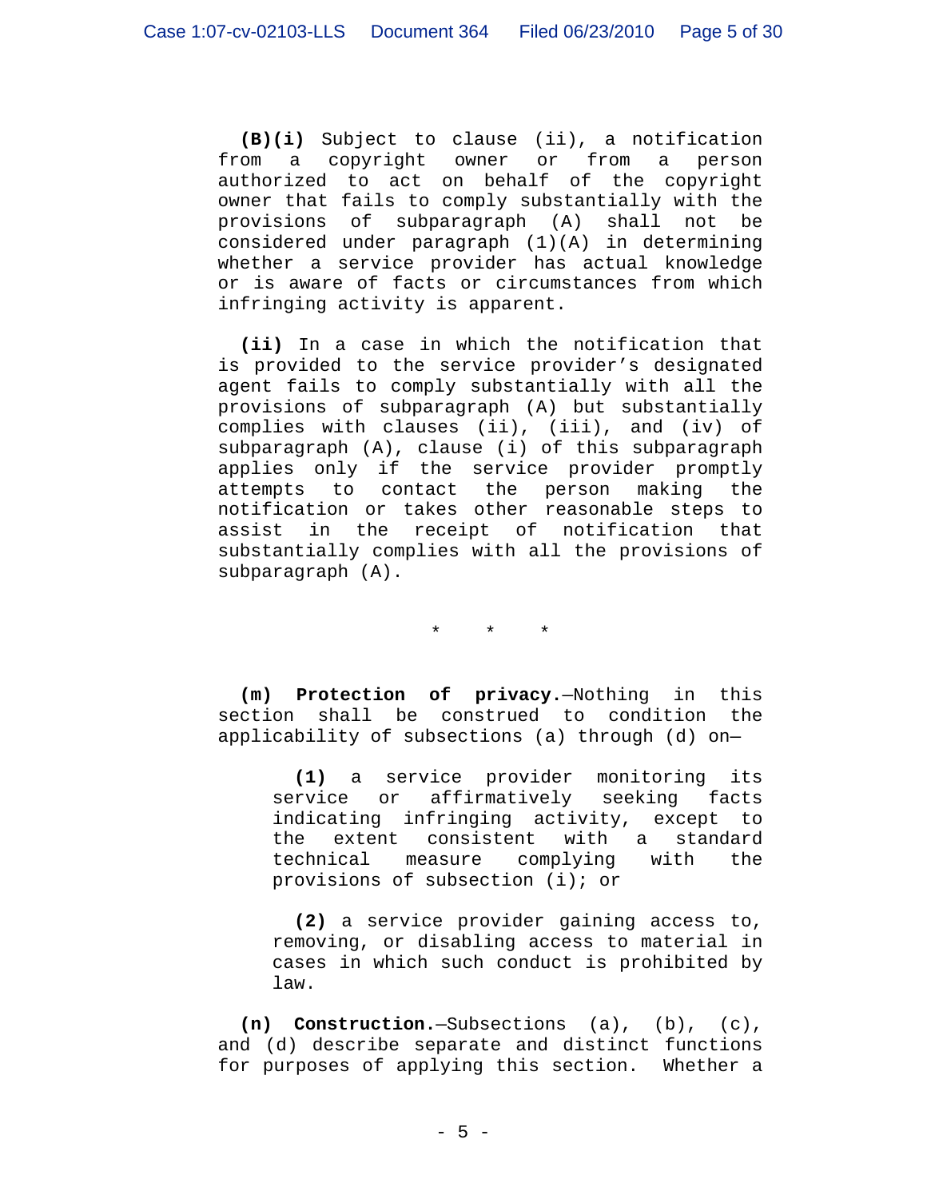**(B)(i)** Subject to clause (ii), a notification from a copyright owner or from a person authorized to act on behalf of the copyright owner that fails to comply substantially with the provisions of subparagraph (A) shall not be considered under paragraph (1)(A) in determining whether a service provider has actual knowledge or is aware of facts or circumstances from which infringing activity is apparent.

**(ii)** In a case in which the notification that is provided to the service provider's designated agent fails to comply substantially with all the provisions of subparagraph (A) but substantially complies with clauses (ii), (iii), and (iv) of subparagraph (A), clause (i) of this subparagraph applies only if the service provider promptly attempts to contact the person making the notification or takes other reasonable steps to assist in the receipt of notification that substantially complies with all the provisions of subparagraph (A).

\* \* \*

**(m) Protection of privacy.**—Nothing in this section shall be construed to condition the applicability of subsections (a) through (d) on—

> **(1)** a service provider monitoring its service or affirmatively seeking facts indicating infringing activity, except to the extent consistent with a standard technical measure complying with the provisions of subsection (i); or
>
> **(2)** a service provider gaining access to, removing, or disabling access to material in cases in which such conduct is prohibited by law.

**(n) Construction.**—Subsections (a), (b), (c), and (d) describe separate and distinct functions for purposes of applying this section. Whether a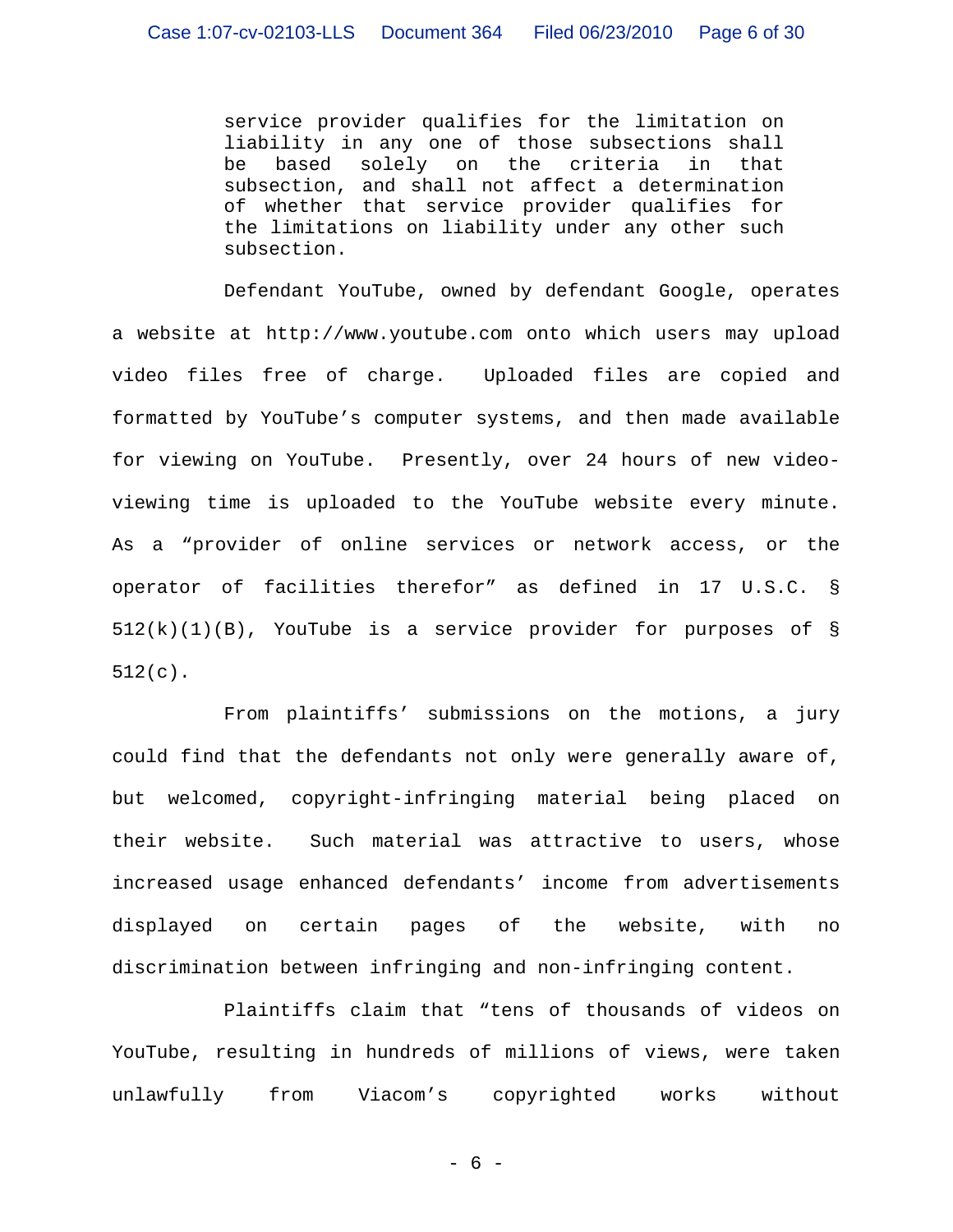> service provider qualifies for the limitation on liability in any one of those subsections shall be based solely on the criteria in that subsection, and shall not affect a determination of whether that service provider qualifies for the limitations on liability under any other such subsection.

Defendant YouTube, owned by defendant Google, operates a website at http://www.youtube.com onto which users may upload video files free of charge. Uploaded files are copied and formatted by YouTube's computer systems, and then made available for viewing on YouTube. Presently, over 24 hours of new video-viewing time is uploaded to the YouTube website every minute. As a "provider of online services or network access, or the operator of facilities therefor" as defined in 17 U.S.C. § 512(k)(1)(B), YouTube is a service provider for purposes of § 512(c).

From plaintiffs' submissions on the motions, a jury could find that the defendants not only were generally aware of, but welcomed, copyright-infringing material being placed on their website. Such material was attractive to users, whose increased usage enhanced defendants' income from advertisements displayed on certain pages of the website, with no discrimination between infringing and non-infringing content.

Plaintiffs claim that "tens of thousands of videos on YouTube, resulting in hundreds of millions of views, were taken unlawfully from Viacom's copyrighted works without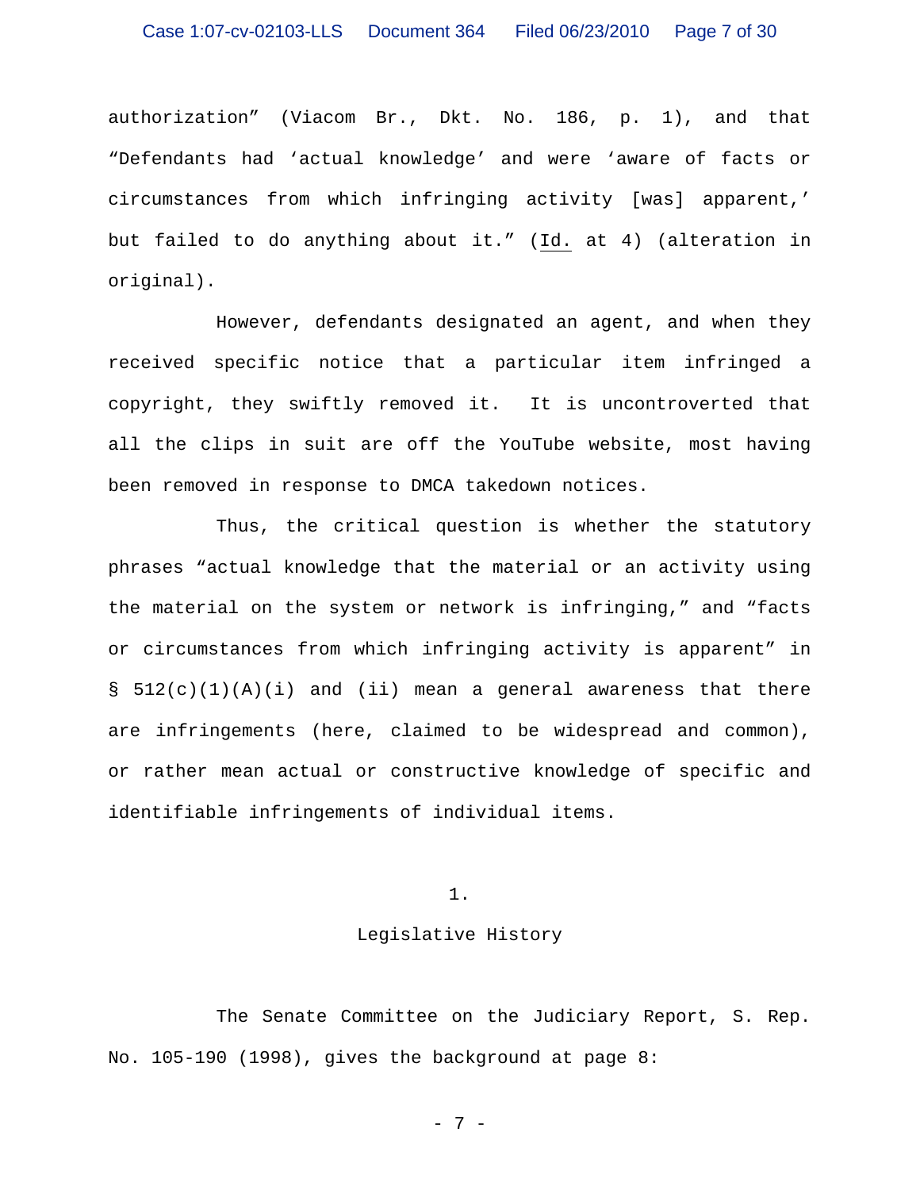authorization" (Viacom Br., Dkt. No. 186, p. 1), and that "Defendants had 'actual knowledge' and were 'aware of facts or circumstances from which infringing activity [was] apparent,' but failed to do anything about it." (Id. at 4) (alteration in original).

However, defendants designated an agent, and when they received specific notice that a particular item infringed a copyright, they swiftly removed it. It is uncontroverted that all the clips in suit are off the YouTube website, most having been removed in response to DMCA takedown notices.

Thus, the critical question is whether the statutory phrases "actual knowledge that the material or an activity using the material on the system or network is infringing," and "facts or circumstances from which infringing activity is apparent" in § 512(c)(1)(A)(i) and (ii) mean a general awareness that there are infringements (here, claimed to be widespread and common), or rather mean actual or constructive knowledge of specific and identifiable infringements of individual items.

## 1.

## Legislative History

The Senate Committee on the Judiciary Report, S. Rep. No. 105-190 (1998), gives the background at page 8: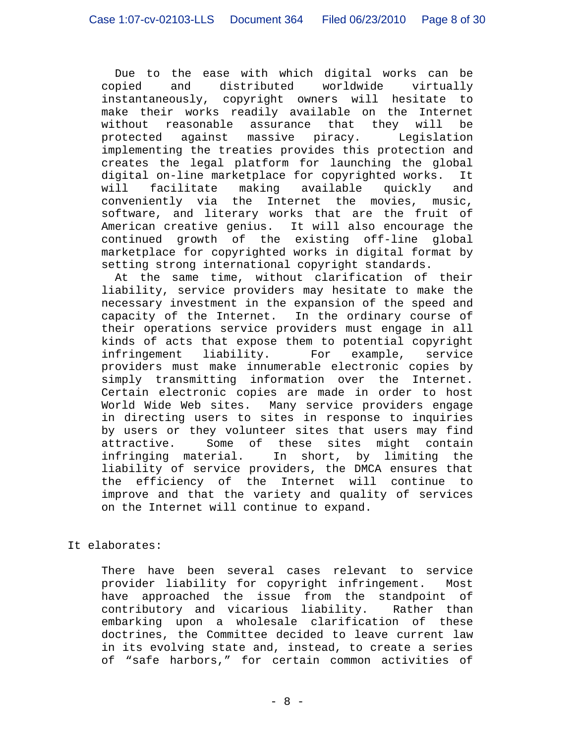> Due to the ease with which digital works can be copied and distributed worldwide virtually instantaneously, copyright owners will hesitate to make their works readily available on the Internet without reasonable assurance that they will be protected against massive piracy. Legislation implementing the treaties provides this protection and creates the legal platform for launching the global digital on-line marketplace for copyrighted works. It will facilitate making available quickly and conveniently via the Internet the movies, music, software, and literary works that are the fruit of American creative genius. It will also encourage the continued growth of the existing off-line global marketplace for copyrighted works in digital format by setting strong international copyright standards.
>
> At the same time, without clarification of their liability, service providers may hesitate to make the necessary investment in the expansion of the speed and capacity of the Internet. In the ordinary course of their operations service providers must engage in all kinds of acts that expose them to potential copyright infringement liability. For example, service providers must make innumerable electronic copies by simply transmitting information over the Internet. Certain electronic copies are made in order to host World Wide Web sites. Many service providers engage in directing users to sites in response to inquiries by users or they volunteer sites that users may find attractive. Some of these sites might contain infringing material. In short, by limiting the liability of service providers, the DMCA ensures that the efficiency of the Internet will continue to improve and that the variety and quality of services on the Internet will continue to expand.

It elaborates:

> There have been several cases relevant to service provider liability for copyright infringement. Most have approached the issue from the standpoint of contributory and vicarious liability. Rather than embarking upon a wholesale clarification of these doctrines, the Committee decided to leave current law in its evolving state and, instead, to create a series of "safe harbors," for certain common activities of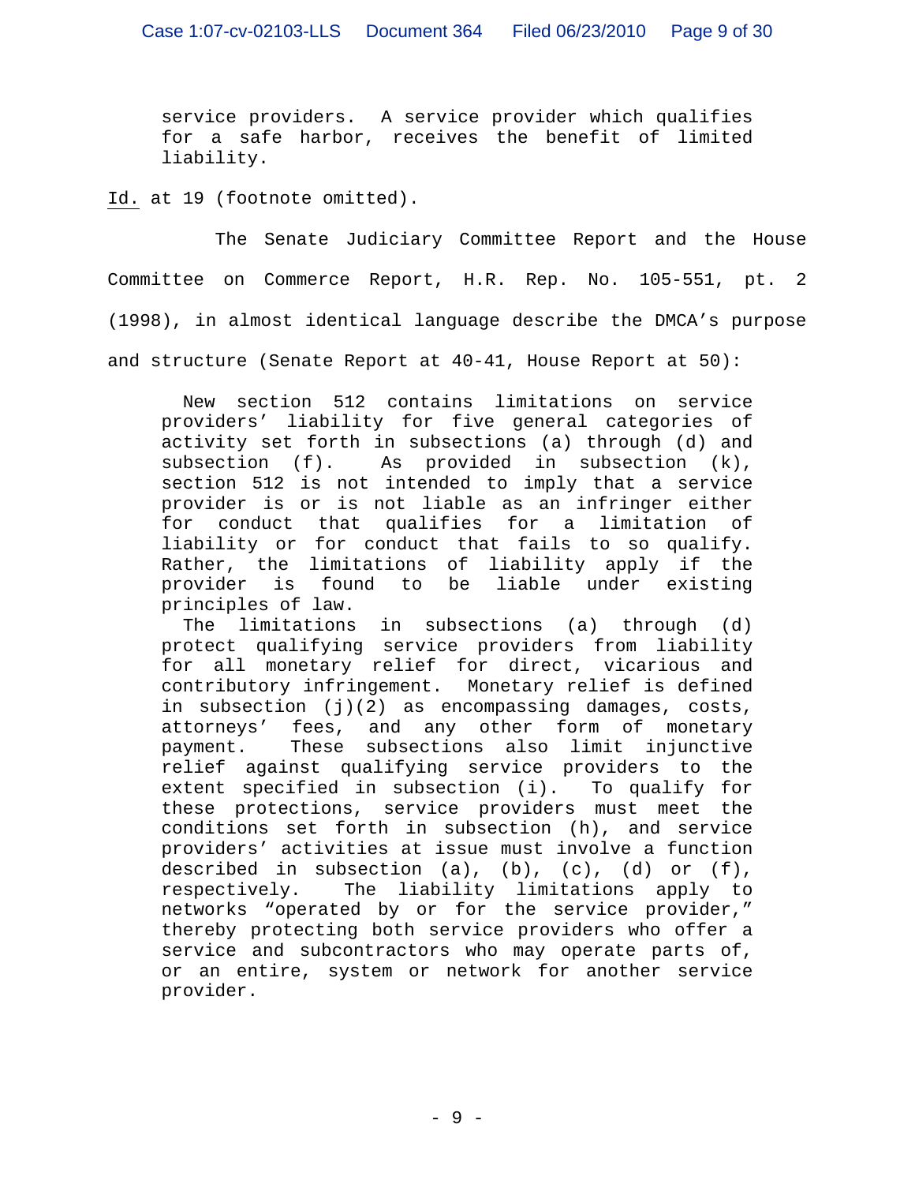> service providers. A service provider which qualifies for a safe harbor, receives the benefit of limited liability.

Id. at 19 (footnote omitted).

The Senate Judiciary Committee Report and the House Committee on Commerce Report, H.R. Rep. No. 105-551, pt. 2 (1998), in almost identical language describe the DMCA's purpose and structure (Senate Report at 40-41, House Report at 50):

> New section 512 contains limitations on service providers' liability for five general categories of activity set forth in subsections (a) through (d) and subsection (f). As provided in subsection (k), section 512 is not intended to imply that a service provider is or is not liable as an infringer either for conduct that qualifies for a limitation of liability or for conduct that fails to so qualify. Rather, the limitations of liability apply if the provider is found to be liable under existing principles of law.
>
> The limitations in subsections (a) through (d) protect qualifying service providers from liability for all monetary relief for direct, vicarious and contributory infringement. Monetary relief is defined in subsection (j)(2) as encompassing damages, costs, attorneys' fees, and any other form of monetary payment. These subsections also limit injunctive relief against qualifying service providers to the extent specified in subsection (i). To qualify for these protections, service providers must meet the conditions set forth in subsection (h), and service providers' activities at issue must involve a function described in subsection (a), (b), (c), (d) or (f), respectively. The liability limitations apply to networks "operated by or for the service provider," thereby protecting both service providers who offer a service and subcontractors who may operate parts of, or an entire, system or network for another service provider.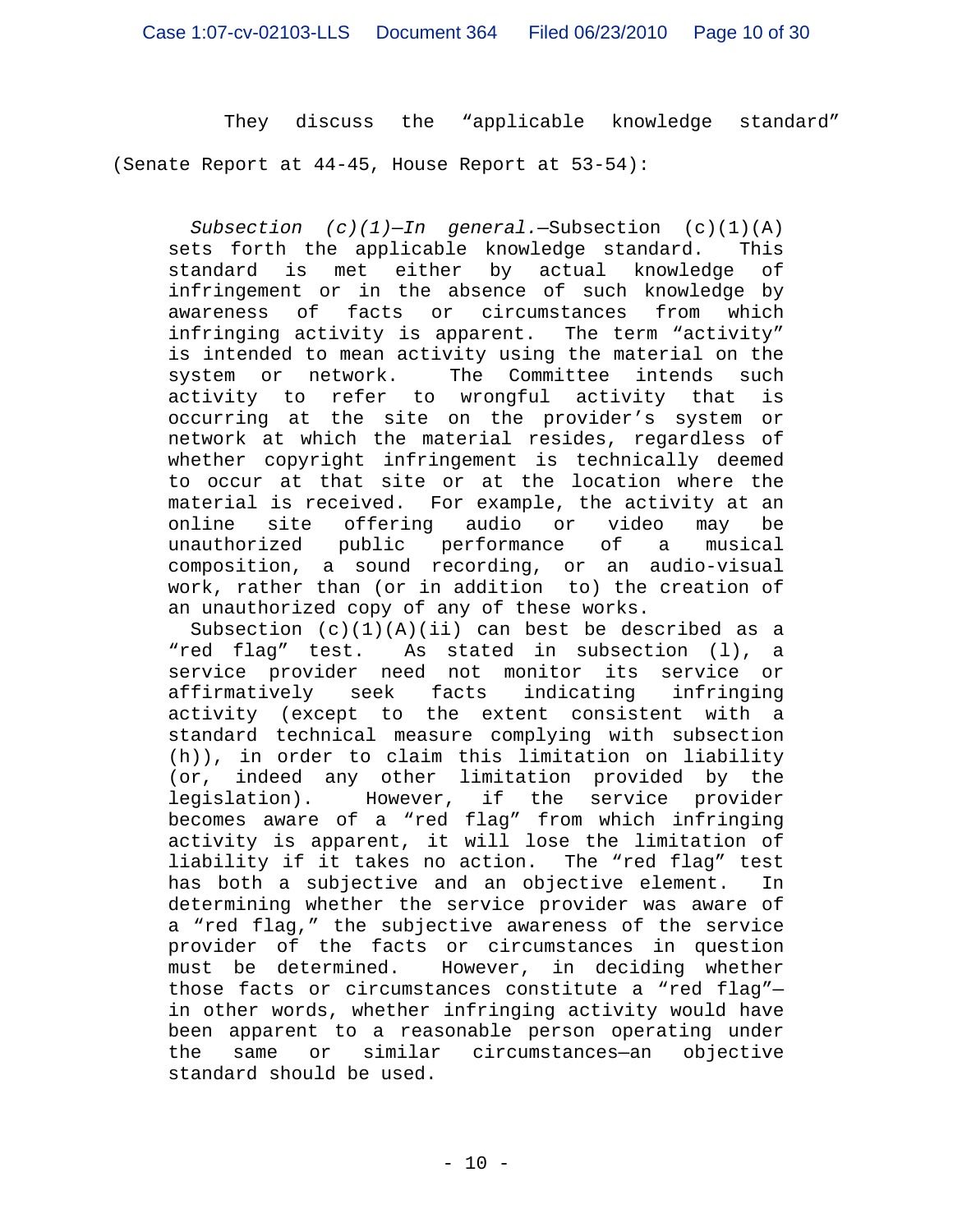They discuss the "applicable knowledge standard" (Senate Report at 44-45, House Report at 53-54):

> *Subsection (c)(1)—In general.*—Subsection (c)(1)(A) sets forth the applicable knowledge standard. This standard is met either by actual knowledge of infringement or in the absence of such knowledge by awareness of facts or circumstances from which infringing activity is apparent. The term "activity" is intended to mean activity using the material on the system or network. The Committee intends such activity to refer to wrongful activity that is occurring at the site on the provider's system or network at which the material resides, regardless of whether copyright infringement is technically deemed to occur at that site or at the location where the material is received. For example, the activity at an online site offering audio or video may be unauthorized public performance of a musical composition, a sound recording, or an audio-visual work, rather than (or in addition to) the creation of an unauthorized copy of any of these works.
>
> Subsection (c)(1)(A)(ii) can best be described as a "red flag" test. As stated in subsection (l), a service provider need not monitor its service or affirmatively seek facts indicating infringing activity (except to the extent consistent with a standard technical measure complying with subsection (h)), in order to claim this limitation on liability (or, indeed any other limitation provided by the legislation). However, if the service provider becomes aware of a "red flag" from which infringing activity is apparent, it will lose the limitation of liability if it takes no action. The "red flag" test has both a subjective and an objective element. In determining whether the service provider was aware of a "red flag," the subjective awareness of the service provider of the facts or circumstances in question must be determined. However, in deciding whether those facts or circumstances constitute a "red flag"—in other words, whether infringing activity would have been apparent to a reasonable person operating under the same or similar circumstances—an objective standard should be used.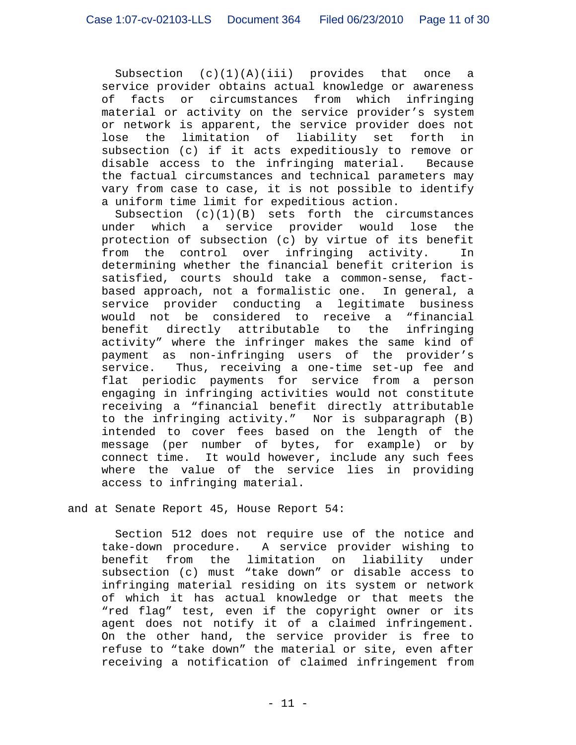> Subsection (c)(1)(A)(iii) provides that once a service provider obtains actual knowledge or awareness of facts or circumstances from which infringing material or activity on the service provider's system or network is apparent, the service provider does not lose the limitation of liability set forth in subsection (c) if it acts expeditiously to remove or disable access to the infringing material. Because the factual circumstances and technical parameters may vary from case to case, it is not possible to identify a uniform time limit for expeditious action.
>
> Subsection (c)(1)(B) sets forth the circumstances under which a service provider would lose the protection of subsection (c) by virtue of its benefit from the control over infringing activity. In determining whether the financial benefit criterion is satisfied, courts should take a common-sense, fact-based approach, not a formalistic one. In general, a service provider conducting a legitimate business would not be considered to receive a "financial benefit directly attributable to the infringing activity" where the infringer makes the same kind of payment as non-infringing users of the provider's service. Thus, receiving a one-time set-up fee and flat periodic payments for service from a person engaging in infringing activities would not constitute receiving a "financial benefit directly attributable to the infringing activity." Nor is subparagraph (B) intended to cover fees based on the length of the message (per number of bytes, for example) or by connect time. It would however, include any such fees where the value of the service lies in providing access to infringing material.

and at Senate Report 45, House Report 54:

> Section 512 does not require use of the notice and take-down procedure. A service provider wishing to benefit from the limitation on liability under subsection (c) must "take down" or disable access to infringing material residing on its system or network of which it has actual knowledge or that meets the "red flag" test, even if the copyright owner or its agent does not notify it of a claimed infringement. On the other hand, the service provider is free to refuse to "take down" the material or site, even after receiving a notification of claimed infringement from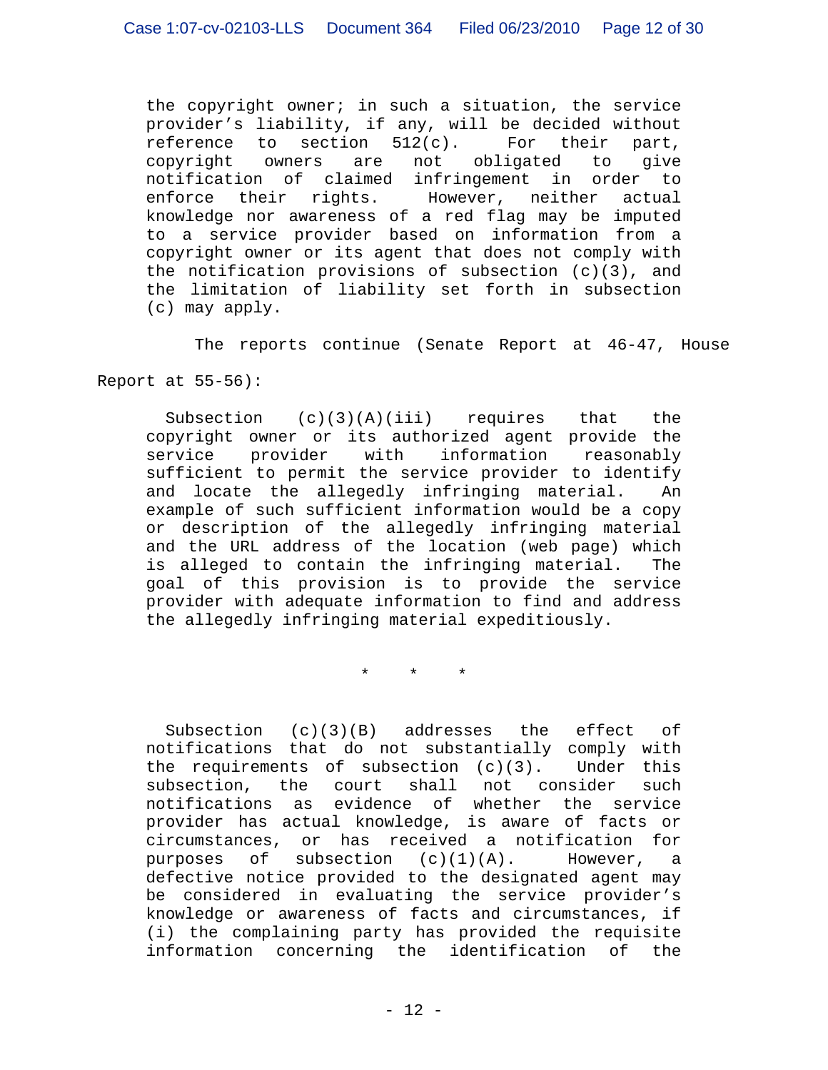> the copyright owner; in such a situation, the service provider's liability, if any, will be decided without reference to section 512(c). For their part, copyright owners are not obligated to give notification of claimed infringement in order to enforce their rights. However, neither actual knowledge nor awareness of a red flag may be imputed to a service provider based on information from a copyright owner or its agent that does not comply with the notification provisions of subsection (c)(3), and the limitation of liability set forth in subsection (c) may apply.

The reports continue (Senate Report at 46-47, House Report at 55-56):

> Subsection (c)(3)(A)(iii) requires that the copyright owner or its authorized agent provide the service provider with information reasonably sufficient to permit the service provider to identify and locate the allegedly infringing material. An example of such sufficient information would be a copy or description of the allegedly infringing material and the URL address of the location (web page) which is alleged to contain the infringing material. The goal of this provision is to provide the service provider with adequate information to find and address the allegedly infringing material expeditiously.
>
> \* \* \*
>
> Subsection (c)(3)(B) addresses the effect of notifications that do not substantially comply with the requirements of subsection (c)(3). Under this subsection, the court shall not consider such notifications as evidence of whether the service provider has actual knowledge, is aware of facts or circumstances, or has received a notification for purposes of subsection (c)(1)(A). However, a defective notice provided to the designated agent may be considered in evaluating the service provider's knowledge or awareness of facts and circumstances, if (i) the complaining party has provided the requisite information concerning the identification of the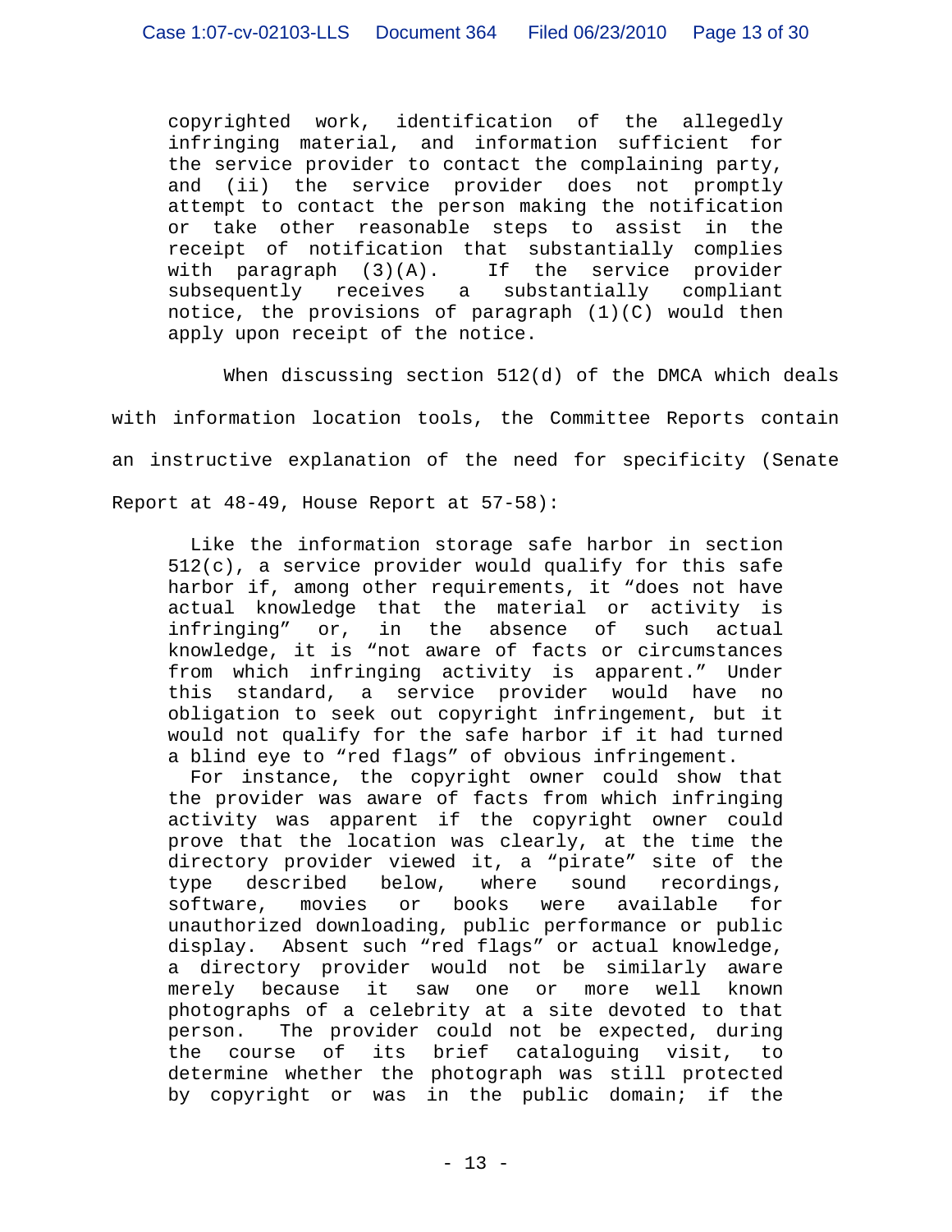> copyrighted work, identification of the allegedly infringing material, and information sufficient for the service provider to contact the complaining party, and (ii) the service provider does not promptly attempt to contact the person making the notification or take other reasonable steps to assist in the receipt of notification that substantially complies with paragraph (3)(A). If the service provider subsequently receives a substantially compliant notice, the provisions of paragraph (1)(C) would then apply upon receipt of the notice.

When discussing section 512(d) of the DMCA which deals with information location tools, the Committee Reports contain an instructive explanation of the need for specificity (Senate Report at 48-49, House Report at 57-58):

> Like the information storage safe harbor in section 512(c), a service provider would qualify for this safe harbor if, among other requirements, it "does not have actual knowledge that the material or activity is infringing" or, in the absence of such actual knowledge, it is "not aware of facts or circumstances from which infringing activity is apparent." Under this standard, a service provider would have no obligation to seek out copyright infringement, but it would not qualify for the safe harbor if it had turned a blind eye to "red flags" of obvious infringement.
>
> For instance, the copyright owner could show that the provider was aware of facts from which infringing activity was apparent if the copyright owner could prove that the location was clearly, at the time the directory provider viewed it, a "pirate" site of the type described below, where sound recordings, software, movies or books were available for unauthorized downloading, public performance or public display. Absent such "red flags" or actual knowledge, a directory provider would not be similarly aware merely because it saw one or more well known photographs of a celebrity at a site devoted to that person. The provider could not be expected, during the course of its brief cataloguing visit, to determine whether the photograph was still protected by copyright or was in the public domain; if the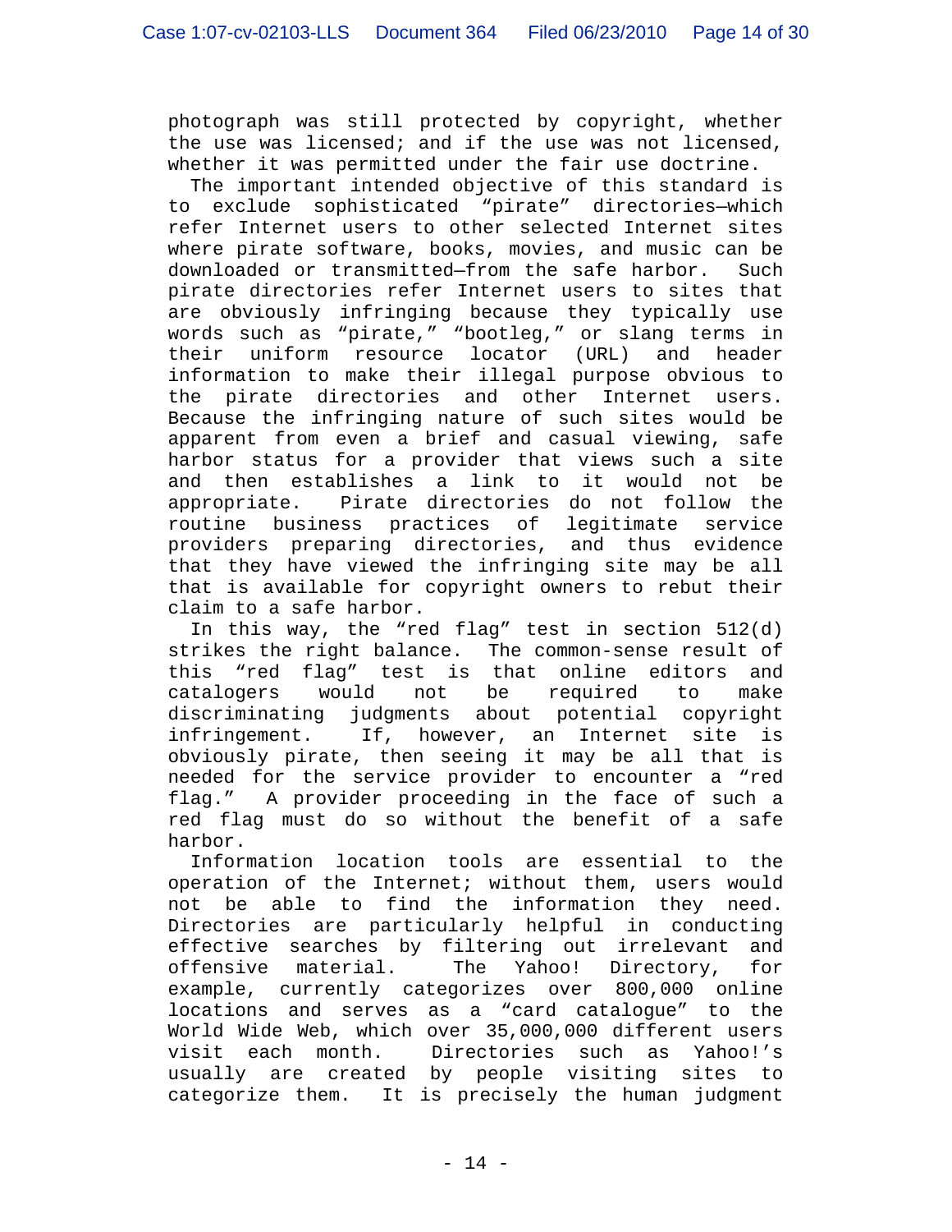photograph was still protected by copyright, whether the use was licensed; and if the use was not licensed, whether it was permitted under the fair use doctrine.

The important intended objective of this standard is to exclude sophisticated "pirate" directories—which refer Internet users to other selected Internet sites where pirate software, books, movies, and music can be downloaded or transmitted—from the safe harbor. Such pirate directories refer Internet users to sites that are obviously infringing because they typically use words such as "pirate," "bootleg," or slang terms in their uniform resource locator (URL) and header information to make their illegal purpose obvious to the pirate directories and other Internet users. Because the infringing nature of such sites would be apparent from even a brief and casual viewing, safe harbor status for a provider that views such a site and then establishes a link to it would not be appropriate. Pirate directories do not follow the routine business practices of legitimate service providers preparing directories, and thus evidence that they have viewed the infringing site may be all that is available for copyright owners to rebut their claim to a safe harbor.

In this way, the "red flag" test in section 512(d) strikes the right balance. The common-sense result of this "red flag" test is that online editors and catalogers would not be required to make discriminating judgments about potential copyright infringement. If, however, an Internet site is obviously pirate, then seeing it may be all that is needed for the service provider to encounter a "red flag." A provider proceeding in the face of such a red flag must do so without the benefit of a safe harbor.

Information location tools are essential to the operation of the Internet; without them, users would not be able to find the information they need. Directories are particularly helpful in conducting effective searches by filtering out irrelevant and offensive material. The Yahoo! Directory, for example, currently categorizes over 800,000 online locations and serves as a "card catalogue" to the World Wide Web, which over 35,000,000 different users visit each month. Directories such as Yahoo!'s usually are created by people visiting sites to categorize them. It is precisely the human judgment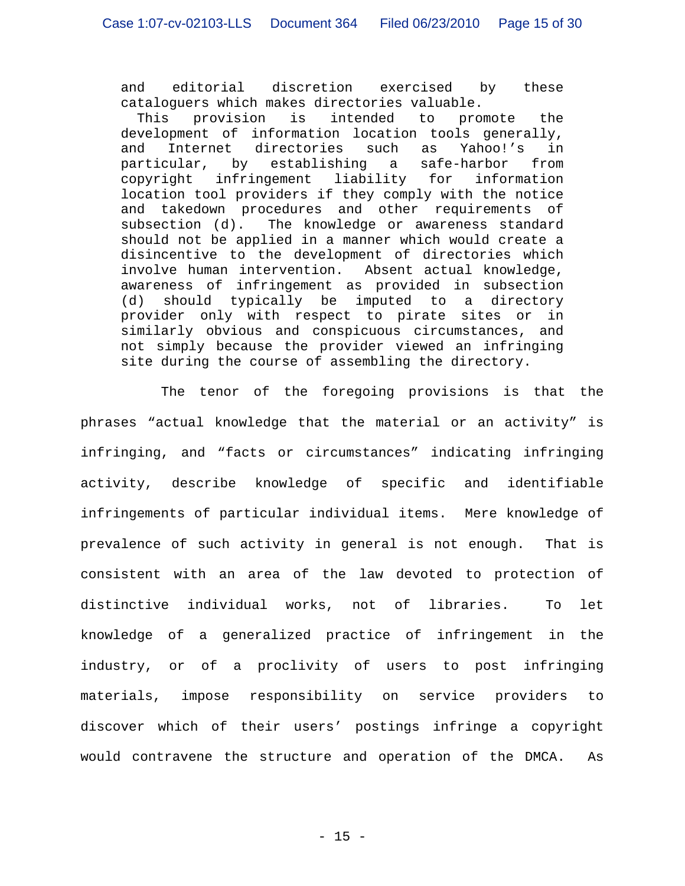> and editorial discretion exercised by these cataloguers which makes directories valuable.
>
> This provision is intended to promote the development of information location tools generally, and Internet directories such as Yahoo!'s in particular, by establishing a safe-harbor from copyright infringement liability for information location tool providers if they comply with the notice and takedown procedures and other requirements of subsection (d). The knowledge or awareness standard should not be applied in a manner which would create a disincentive to the development of directories which involve human intervention. Absent actual knowledge, awareness of infringement as provided in subsection (d) should typically be imputed to a directory provider only with respect to pirate sites or in similarly obvious and conspicuous circumstances, and not simply because the provider viewed an infringing site during the course of assembling the directory.

The tenor of the foregoing provisions is that the phrases "actual knowledge that the material or an activity" is infringing, and "facts or circumstances" indicating infringing activity, describe knowledge of specific and identifiable infringements of particular individual items. Mere knowledge of prevalence of such activity in general is not enough. That is consistent with an area of the law devoted to protection of distinctive individual works, not of libraries. To let knowledge of a generalized practice of infringement in the industry, or of a proclivity of users to post infringing materials, impose responsibility on service providers to discover which of their users' postings infringe a copyright would contravene the structure and operation of the DMCA. As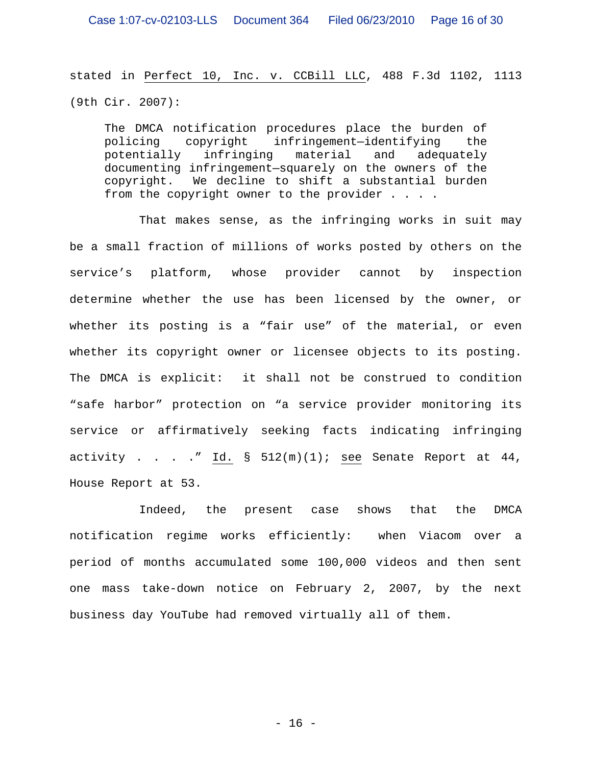stated in Perfect 10, Inc. v. CCBill LLC, 488 F.3d 1102, 1113 (9th Cir. 2007):

> The DMCA notification procedures place the burden of policing copyright infringement—identifying the potentially infringing material and adequately documenting infringement—squarely on the owners of the copyright. We decline to shift a substantial burden from the copyright owner to the provider . . . .

That makes sense, as the infringing works in suit may be a small fraction of millions of works posted by others on the service's platform, whose provider cannot by inspection determine whether the use has been licensed by the owner, or whether its posting is a "fair use" of the material, or even whether its copyright owner or licensee objects to its posting. The DMCA is explicit: it shall not be construed to condition "safe harbor" protection on "a service provider monitoring its service or affirmatively seeking facts indicating infringing activity . . . ." Id. § 512(m)(1); see Senate Report at 44, House Report at 53.

Indeed, the present case shows that the DMCA notification regime works efficiently: when Viacom over a period of months accumulated some 100,000 videos and then sent one mass take-down notice on February 2, 2007, by the next business day YouTube had removed virtually all of them.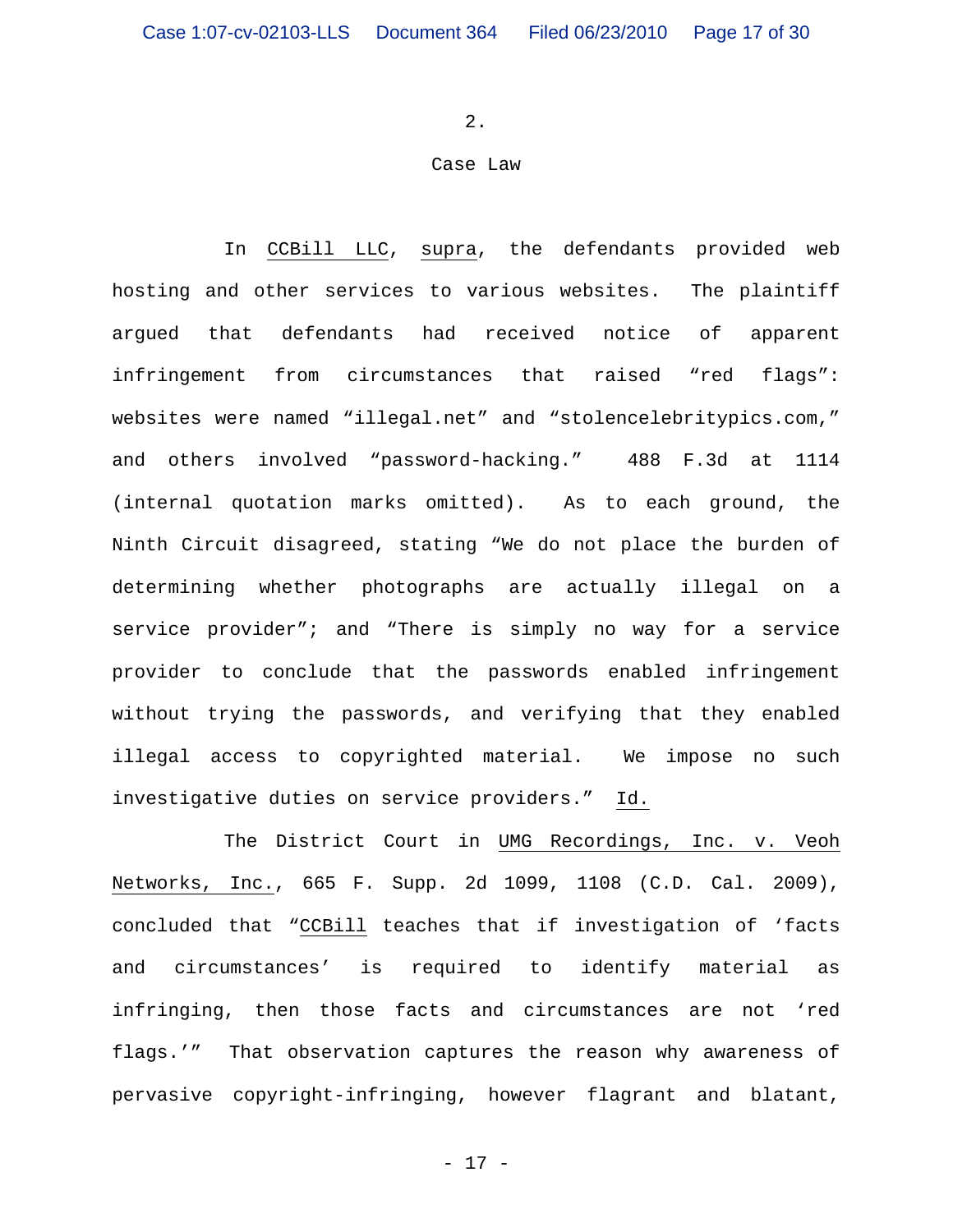2.

Case Law

In CCBill LLC, supra, the defendants provided web hosting and other services to various websites. The plaintiff argued that defendants had received notice of apparent infringement from circumstances that raised "red flags": websites were named "illegal.net" and "stolencelebritypics.com," and others involved "password-hacking." 488 F.3d at 1114 (internal quotation marks omitted). As to each ground, the Ninth Circuit disagreed, stating "We do not place the burden of determining whether photographs are actually illegal on a service provider"; and "There is simply no way for a service provider to conclude that the passwords enabled infringement without trying the passwords, and verifying that they enabled illegal access to copyrighted material. We impose no such investigative duties on service providers." Id.

The District Court in UMG Recordings, Inc. v. Veoh Networks, Inc., 665 F. Supp. 2d 1099, 1108 (C.D. Cal. 2009), concluded that "CCBill teaches that if investigation of 'facts and circumstances' is required to identify material as infringing, then those facts and circumstances are not 'red flags.'" That observation captures the reason why awareness of pervasive copyright-infringing, however flagrant and blatant,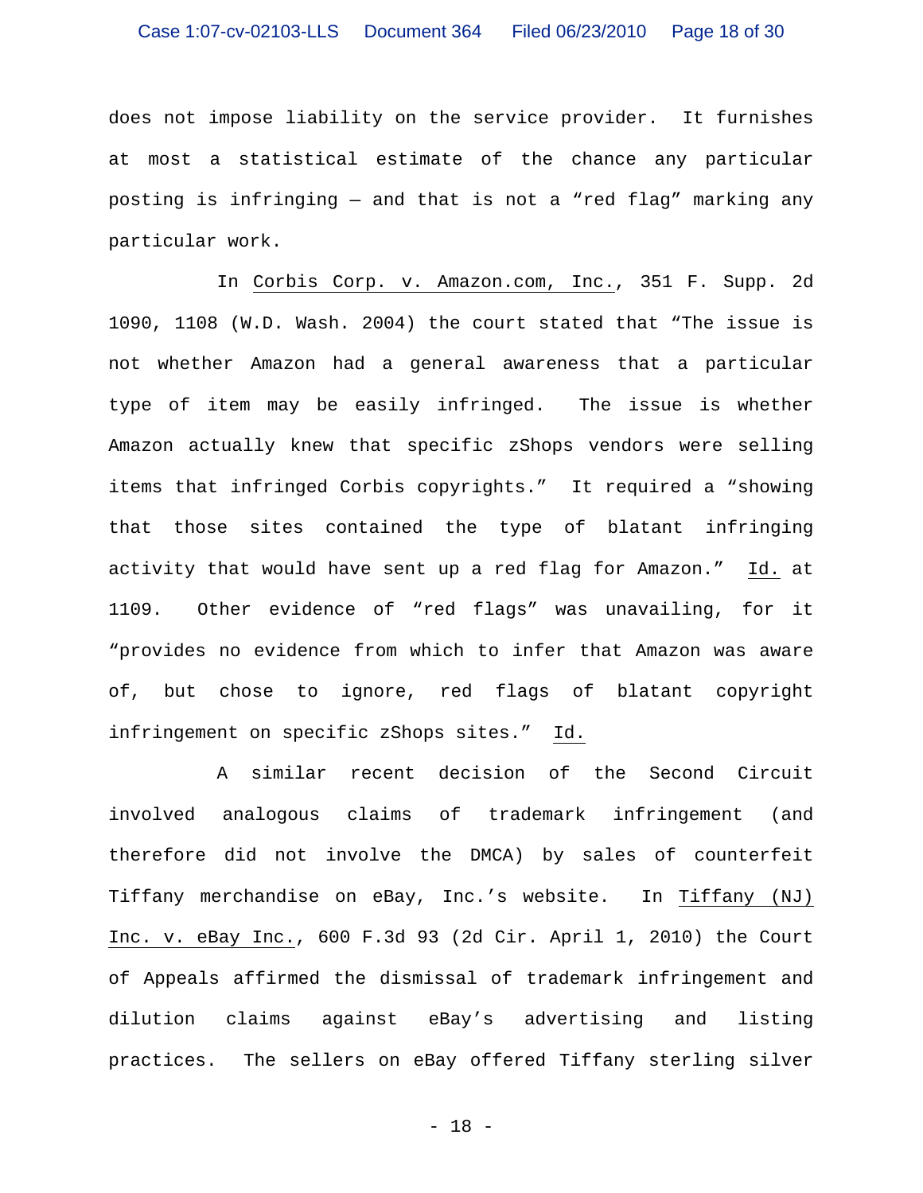does not impose liability on the service provider. It furnishes at most a statistical estimate of the chance any particular posting is infringing — and that is not a "red flag" marking any particular work.

In Corbis Corp. v. Amazon.com, Inc., 351 F. Supp. 2d 1090, 1108 (W.D. Wash. 2004) the court stated that "The issue is not whether Amazon had a general awareness that a particular type of item may be easily infringed. The issue is whether Amazon actually knew that specific zShops vendors were selling items that infringed Corbis copyrights." It required a "showing that those sites contained the type of blatant infringing activity that would have sent up a red flag for Amazon." Id. at 1109. Other evidence of "red flags" was unavailing, for it "provides no evidence from which to infer that Amazon was aware of, but chose to ignore, red flags of blatant copyright infringement on specific zShops sites." Id.

A similar recent decision of the Second Circuit involved analogous claims of trademark infringement (and therefore did not involve the DMCA) by sales of counterfeit Tiffany merchandise on eBay, Inc.'s website. In Tiffany (NJ) Inc. v. eBay Inc., 600 F.3d 93 (2d Cir. April 1, 2010) the Court of Appeals affirmed the dismissal of trademark infringement and dilution claims against eBay's advertising and listing practices. The sellers on eBay offered Tiffany sterling silver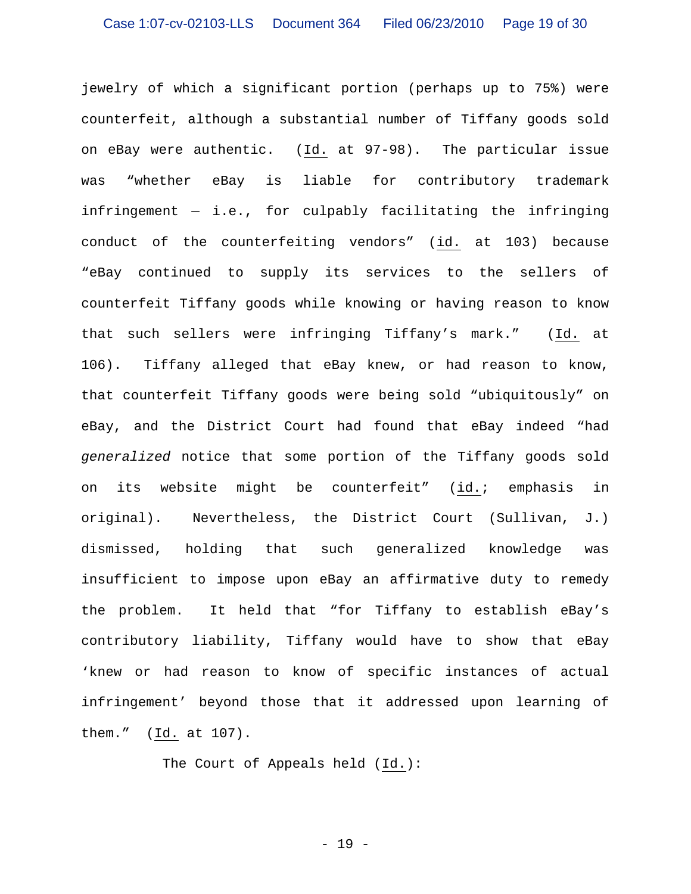jewelry of which a significant portion (perhaps up to 75%) were counterfeit, although a substantial number of Tiffany goods sold on eBay were authentic. (Id. at 97-98). The particular issue was "whether eBay is liable for contributory trademark infringement — i.e., for culpably facilitating the infringing conduct of the counterfeiting vendors" (id. at 103) because "eBay continued to supply its services to the sellers of counterfeit Tiffany goods while knowing or having reason to know that such sellers were infringing Tiffany's mark." (Id. at 106). Tiffany alleged that eBay knew, or had reason to know, that counterfeit Tiffany goods were being sold "ubiquitously" on eBay, and the District Court had found that eBay indeed "had *generalized* notice that some portion of the Tiffany goods sold on its website might be counterfeit" (id.; emphasis in original). Nevertheless, the District Court (Sullivan, J.) dismissed, holding that such generalized knowledge was insufficient to impose upon eBay an affirmative duty to remedy the problem. It held that "for Tiffany to establish eBay's contributory liability, Tiffany would have to show that eBay 'knew or had reason to know of specific instances of actual infringement' beyond those that it addressed upon learning of them." (Id. at 107).

The Court of Appeals held (Id.):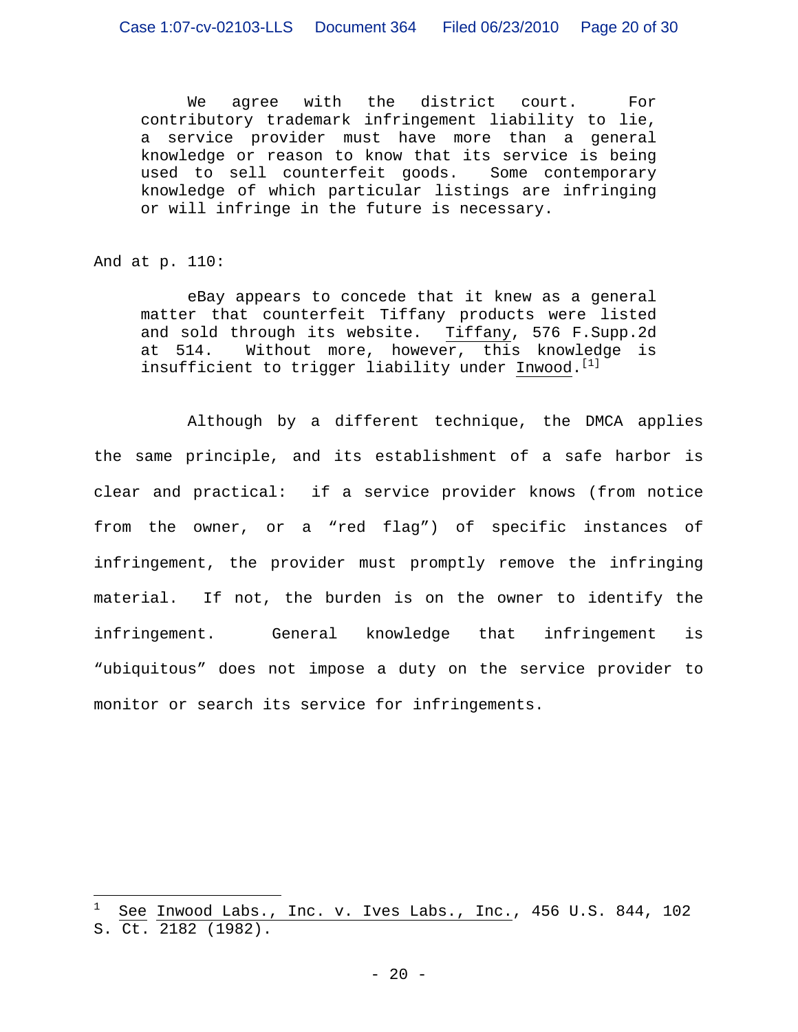> We agree with the district court. For contributory trademark infringement liability to lie, a service provider must have more than a general knowledge or reason to know that its service is being used to sell counterfeit goods. Some contemporary knowledge of which particular listings are infringing or will infringe in the future is necessary.

And at p. 110:

> eBay appears to concede that it knew as a general matter that counterfeit Tiffany products were listed and sold through its website. Tiffany, 576 F.Supp.2d at 514. Without more, however, this knowledge is insufficient to trigger liability under Inwood.[1]

Although by a different technique, the DMCA applies the same principle, and its establishment of a safe harbor is clear and practical: if a service provider knows (from notice from the owner, or a "red flag") of specific instances of infringement, the provider must promptly remove the infringing material. If not, the burden is on the owner to identify the infringement. General knowledge that infringement is "ubiquitous" does not impose a duty on the service provider to monitor or search its service for infringements.

---

[1] See Inwood Labs., Inc. v. Ives Labs., Inc., 456 U.S. 844, 102 S. Ct. 2182 (1982).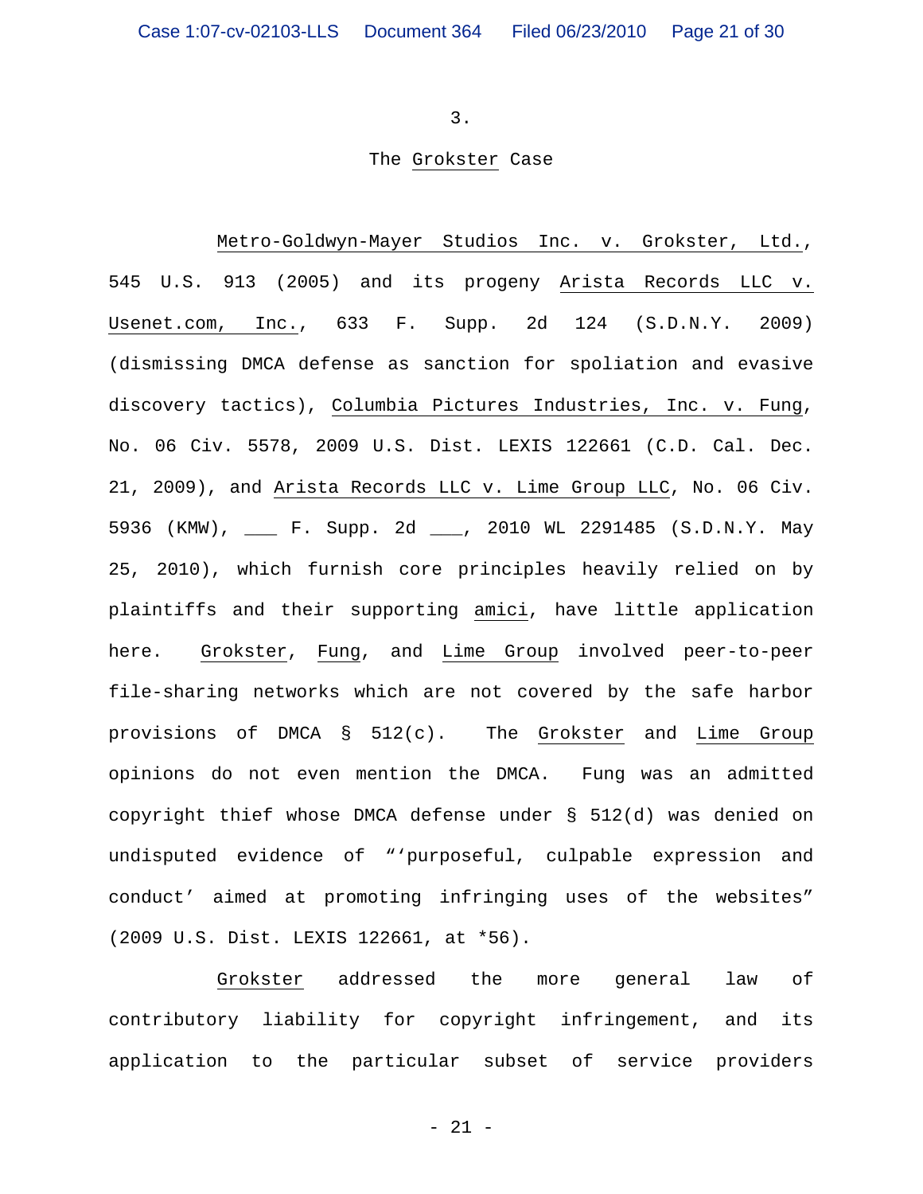3.

The *Grokster* Case

*Metro-Goldwyn-Mayer Studios Inc. v. Grokster, Ltd.*, 545 U.S. 913 (2005) and its progeny *Arista Records LLC v. Usenet.com, Inc.*, 633 F. Supp. 2d 124 (S.D.N.Y. 2009) (dismissing DMCA defense as sanction for spoliation and evasive discovery tactics), *Columbia Pictures Industries, Inc. v. Fung*, No. 06 Civ. 5578, 2009 U.S. Dist. LEXIS 122661 (C.D. Cal. Dec. 21, 2009), and *Arista Records LLC v. Lime Group LLC*, No. 06 Civ. 5936 (KMW), ___ F. Supp. 2d ___, 2010 WL 2291485 (S.D.N.Y. May 25, 2010), which furnish core principles heavily relied on by plaintiffs and their supporting *amici*, have little application here. *Grokster*, *Fung*, and *Lime Group* involved peer-to-peer file-sharing networks which are not covered by the safe harbor provisions of DMCA § 512(c). The *Grokster* and *Lime Group* opinions do not even mention the DMCA. Fung was an admitted copyright thief whose DMCA defense under § 512(d) was denied on undisputed evidence of "'purposeful, culpable expression and conduct' aimed at promoting infringing uses of the websites" (2009 U.S. Dist. LEXIS 122661, at *56).

*Grokster* addressed the more general law of contributory liability for copyright infringement, and its application to the particular subset of service providers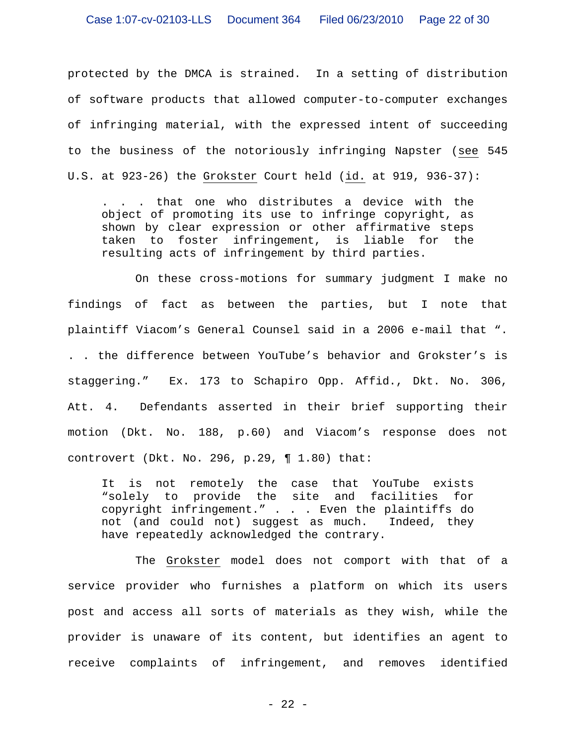protected by the DMCA is strained. In a setting of distribution of software products that allowed computer-to-computer exchanges of infringing material, with the expressed intent of succeeding to the business of the notoriously infringing Napster (see 545 U.S. at 923-26) the Grokster Court held (id. at 919, 936-37):

> . . . that one who distributes a device with the object of promoting its use to infringe copyright, as shown by clear expression or other affirmative steps taken to foster infringement, is liable for the resulting acts of infringement by third parties.

On these cross-motions for summary judgment I make no findings of fact as between the parties, but I note that plaintiff Viacom's General Counsel said in a 2006 e-mail that ". . . the difference between YouTube's behavior and Grokster's is staggering." Ex. 173 to Schapiro Opp. Affid., Dkt. No. 306, Att. 4. Defendants asserted in their brief supporting their motion (Dkt. No. 188, p.60) and Viacom's response does not controvert (Dkt. No. 296, p.29, ¶ 1.80) that:

> It is not remotely the case that YouTube exists "solely to provide the site and facilities for copyright infringement." . . . Even the plaintiffs do not (and could not) suggest as much. Indeed, they have repeatedly acknowledged the contrary.

The Grokster model does not comport with that of a service provider who furnishes a platform on which its users post and access all sorts of materials as they wish, while the provider is unaware of its content, but identifies an agent to receive complaints of infringement, and removes identified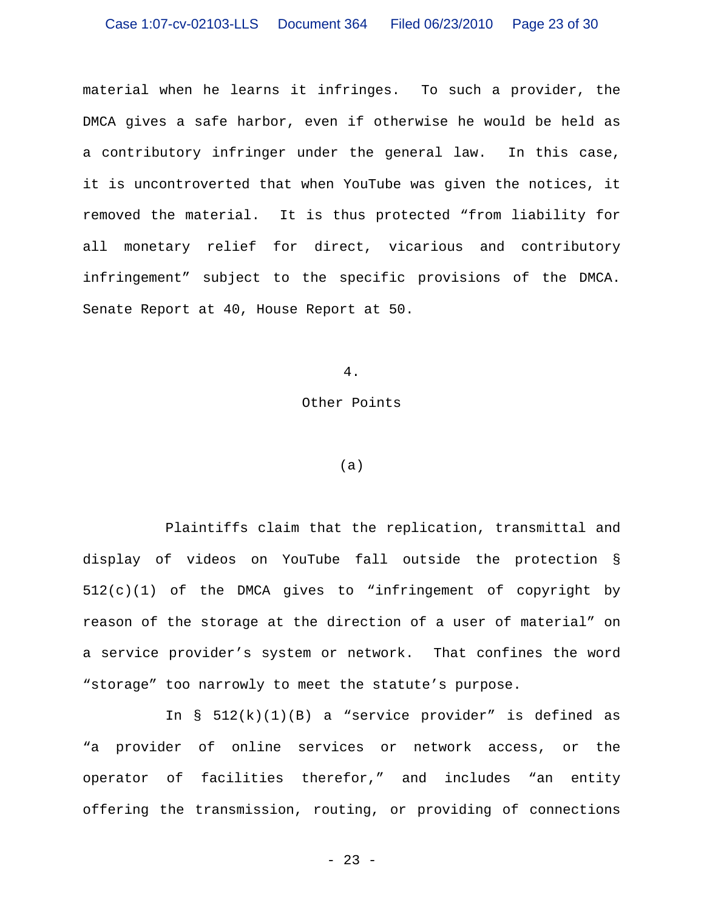material when he learns it infringes. To such a provider, the DMCA gives a safe harbor, even if otherwise he would be held as a contributory infringer under the general law. In this case, it is uncontroverted that when YouTube was given the notices, it removed the material. It is thus protected "from liability for all monetary relief for direct, vicarious and contributory infringement" subject to the specific provisions of the DMCA. Senate Report at 40, House Report at 50.

4.

Other Points

(a)

Plaintiffs claim that the replication, transmittal and display of videos on YouTube fall outside the protection § 512(c)(1) of the DMCA gives to "infringement of copyright by reason of the storage at the direction of a user of material" on a service provider's system or network. That confines the word "storage" too narrowly to meet the statute's purpose.

In § 512(k)(1)(B) a "service provider" is defined as "a provider of online services or network access, or the operator of facilities therefor," and includes "an entity offering the transmission, routing, or providing of connections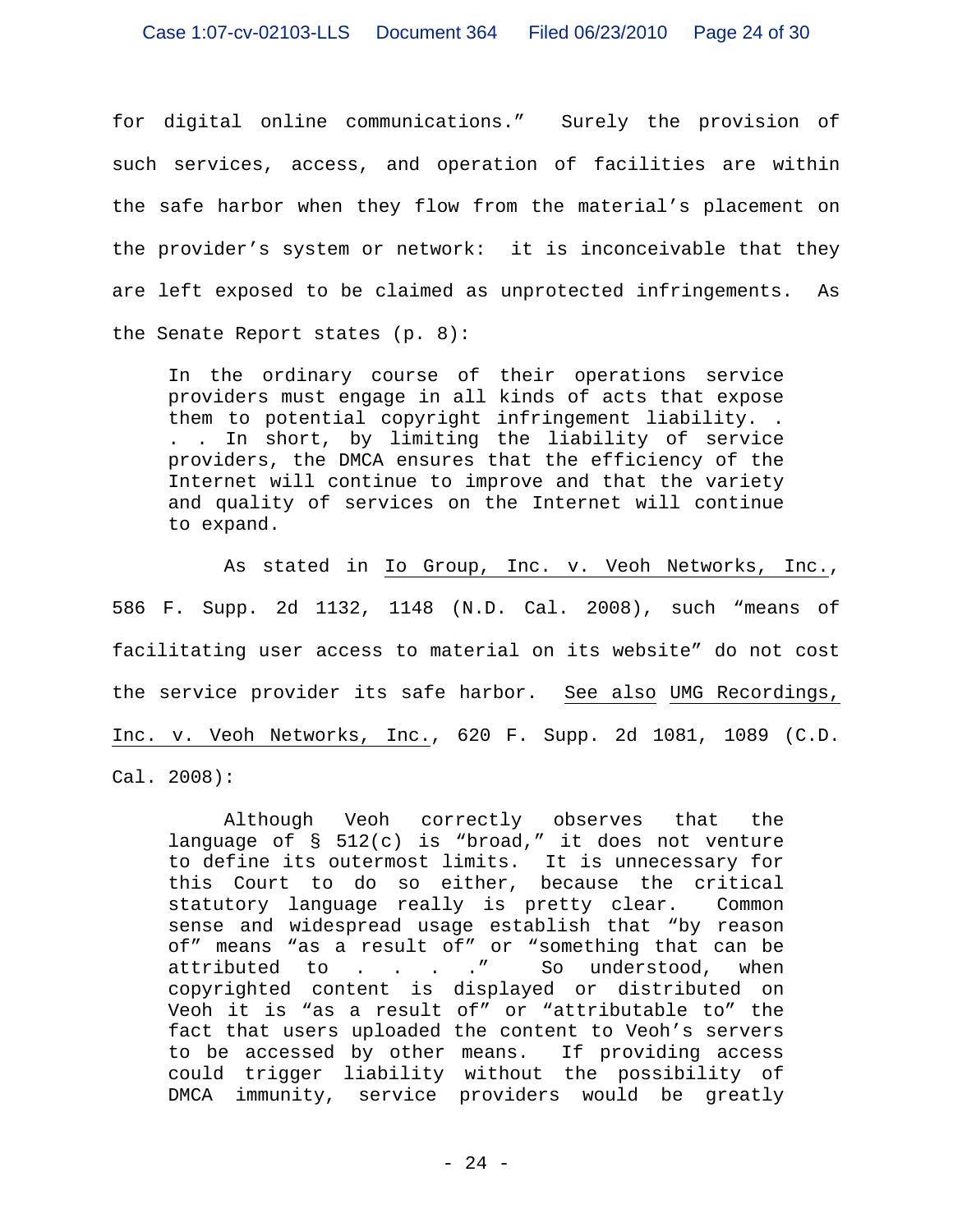for digital online communications." Surely the provision of such services, access, and operation of facilities are within the safe harbor when they flow from the material's placement on the provider's system or network: it is inconceivable that they are left exposed to be claimed as unprotected infringements. As the Senate Report states (p. 8):

> In the ordinary course of their operations service providers must engage in all kinds of acts that expose them to potential copyright infringement liability. . . . In short, by limiting the liability of service providers, the DMCA ensures that the efficiency of the Internet will continue to improve and that the variety and quality of services on the Internet will continue to expand.

As stated in Io Group, Inc. v. Veoh Networks, Inc., 586 F. Supp. 2d 1132, 1148 (N.D. Cal. 2008), such "means of facilitating user access to material on its website" do not cost the service provider its safe harbor. See also UMG Recordings, Inc. v. Veoh Networks, Inc., 620 F. Supp. 2d 1081, 1089 (C.D. Cal. 2008):

> Although Veoh correctly observes that the language of § 512(c) is "broad," it does not venture to define its outermost limits. It is unnecessary for this Court to do so either, because the critical statutory language really is pretty clear. Common sense and widespread usage establish that "by reason of" means "as a result of" or "something that can be attributed to . . . ." So understood, when copyrighted content is displayed or distributed on Veoh it is "as a result of" or "attributable to" the fact that users uploaded the content to Veoh's servers to be accessed by other means. If providing access could trigger liability without the possibility of DMCA immunity, service providers would be greatly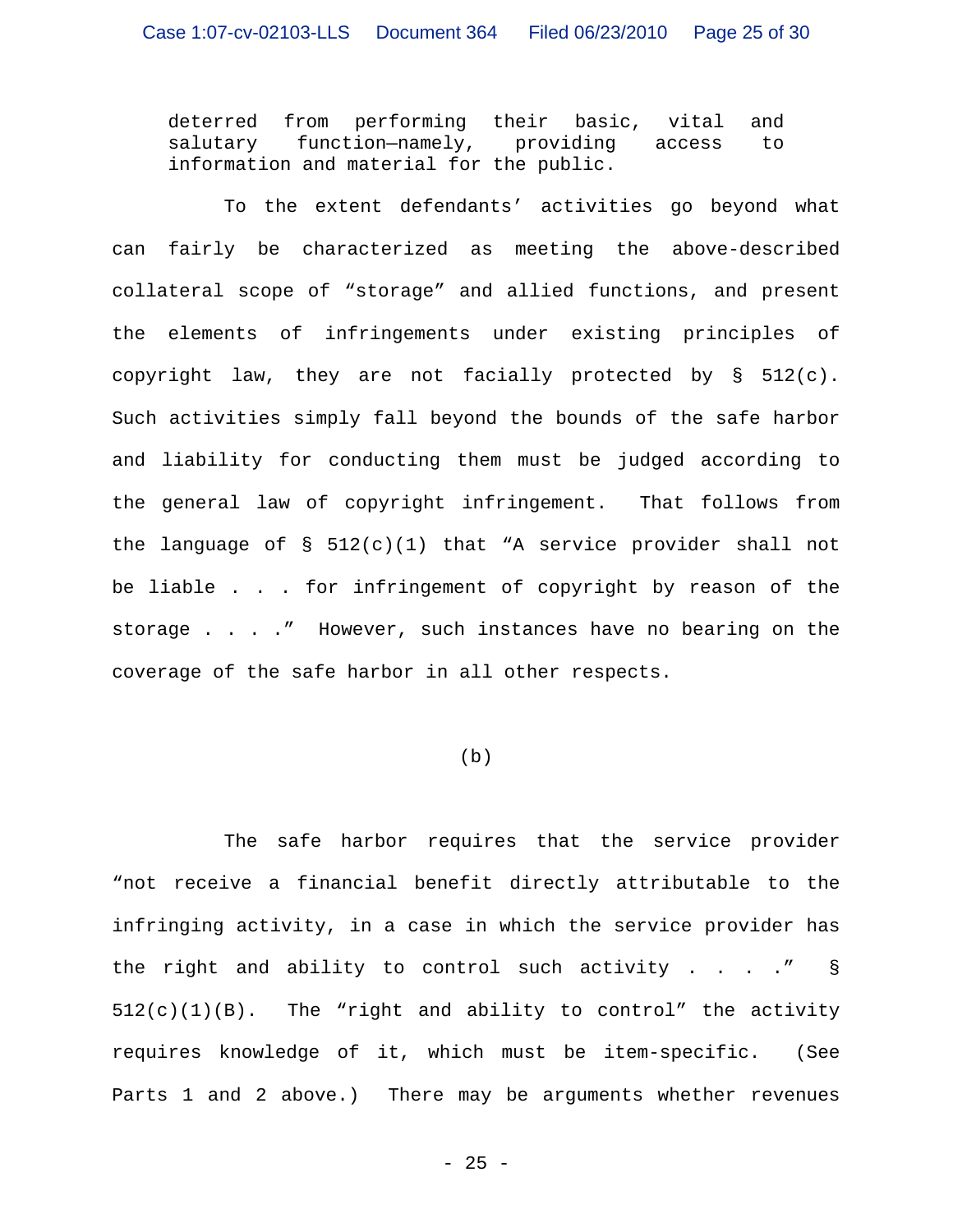> deterred from performing their basic, vital and salutary function—namely, providing access to information and material for the public.

To the extent defendants' activities go beyond what can fairly be characterized as meeting the above-described collateral scope of "storage" and allied functions, and present the elements of infringements under existing principles of copyright law, they are not facially protected by § 512(c). Such activities simply fall beyond the bounds of the safe harbor and liability for conducting them must be judged according to the general law of copyright infringement. That follows from the language of § 512(c)(1) that "A service provider shall not be liable . . . for infringement of copyright by reason of the storage . . . ." However, such instances have no bearing on the coverage of the safe harbor in all other respects.

(b)

The safe harbor requires that the service provider "not receive a financial benefit directly attributable to the infringing activity, in a case in which the service provider has the right and ability to control such activity . . . ." § 512(c)(1)(B). The "right and ability to control" the activity requires knowledge of it, which must be item-specific. (See Parts 1 and 2 above.) There may be arguments whether revenues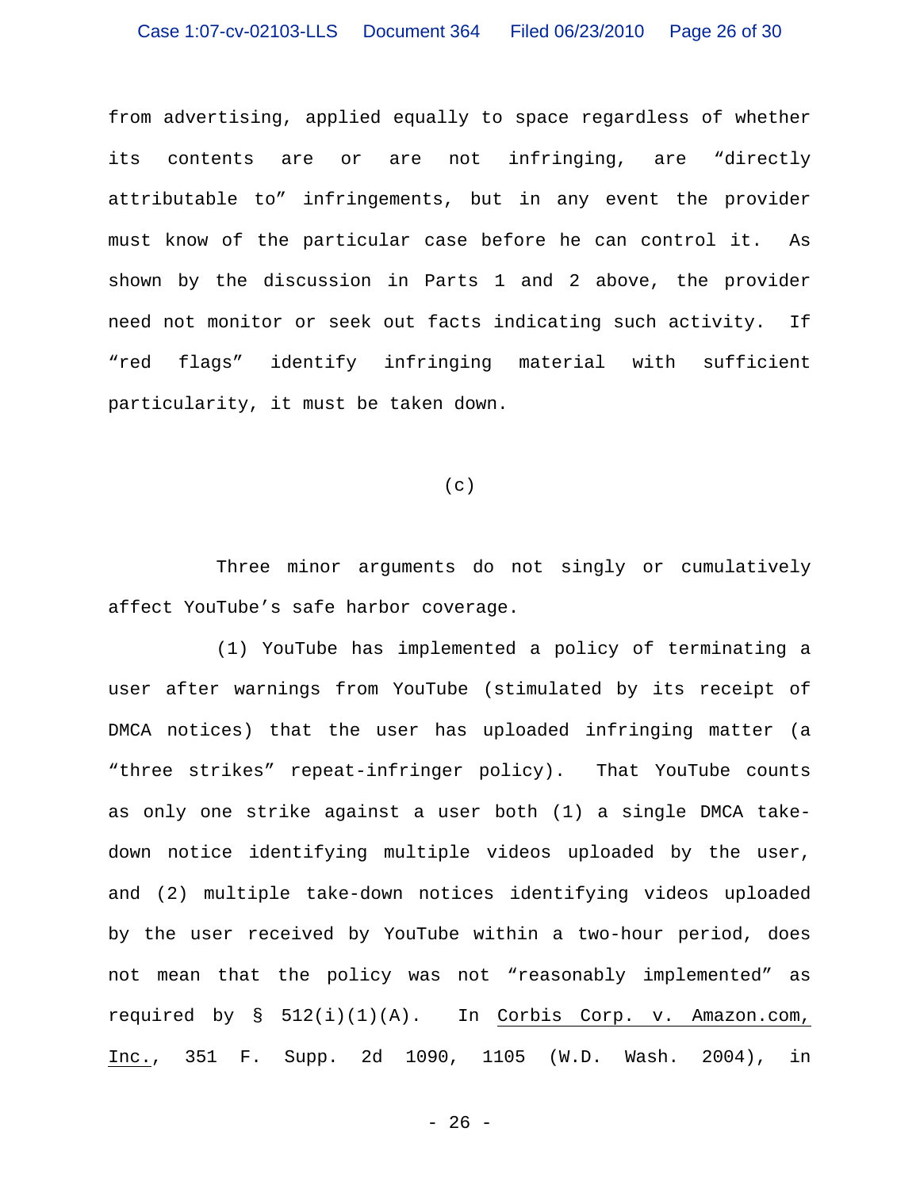from advertising, applied equally to space regardless of whether its contents are or are not infringing, are "directly attributable to" infringements, but in any event the provider must know of the particular case before he can control it. As shown by the discussion in Parts 1 and 2 above, the provider need not monitor or seek out facts indicating such activity. If "red flags" identify infringing material with sufficient particularity, it must be taken down.

(c)

Three minor arguments do not singly or cumulatively affect YouTube's safe harbor coverage.

(1) YouTube has implemented a policy of terminating a user after warnings from YouTube (stimulated by its receipt of DMCA notices) that the user has uploaded infringing matter (a "three strikes" repeat-infringer policy). That YouTube counts as only one strike against a user both (1) a single DMCA take-down notice identifying multiple videos uploaded by the user, and (2) multiple take-down notices identifying videos uploaded by the user received by YouTube within a two-hour period, does not mean that the policy was not "reasonably implemented" as required by § 512(i)(1)(A). In <u>Corbis Corp. v. Amazon.com, Inc.</u>, 351 F. Supp. 2d 1090, 1105 (W.D. Wash. 2004), in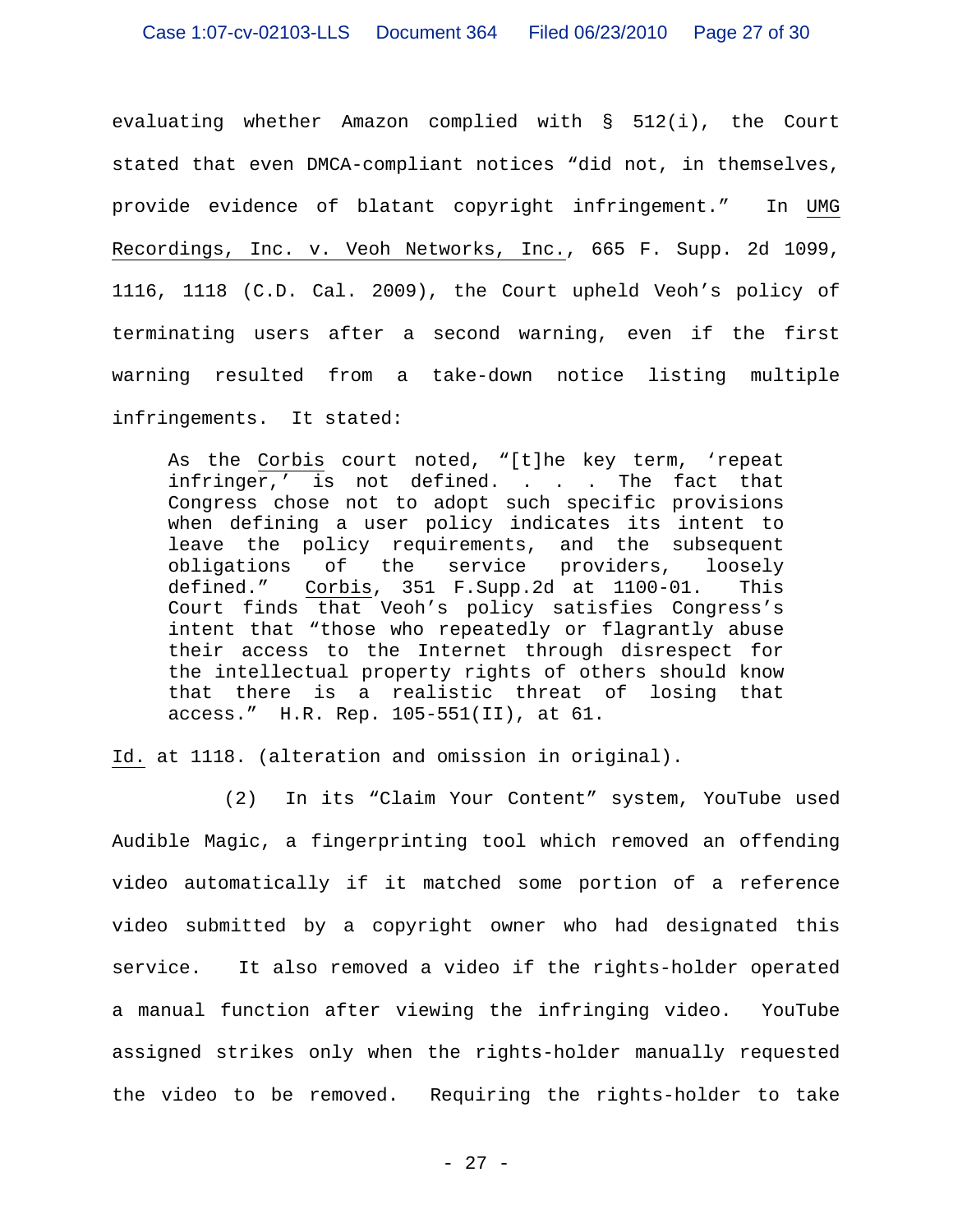evaluating whether Amazon complied with § 512(i), the Court stated that even DMCA-compliant notices "did not, in themselves, provide evidence of blatant copyright infringement." In UMG Recordings, Inc. v. Veoh Networks, Inc., 665 F. Supp. 2d 1099, 1116, 1118 (C.D. Cal. 2009), the Court upheld Veoh's policy of terminating users after a second warning, even if the first warning resulted from a take-down notice listing multiple infringements. It stated:

> As the Corbis court noted, "[t]he key term, 'repeat infringer,' is not defined. . . . The fact that Congress chose not to adopt such specific provisions when defining a user policy indicates its intent to leave the policy requirements, and the subsequent obligations of the service providers, loosely defined." Corbis, 351 F.Supp.2d at 1100-01. This Court finds that Veoh's policy satisfies Congress's intent that "those who repeatedly or flagrantly abuse their access to the Internet through disrespect for the intellectual property rights of others should know that there is a realistic threat of losing that access." H.R. Rep. 105-551(II), at 61.

Id. at 1118. (alteration and omission in original).

(2) In its "Claim Your Content" system, YouTube used Audible Magic, a fingerprinting tool which removed an offending video automatically if it matched some portion of a reference video submitted by a copyright owner who had designated this service. It also removed a video if the rights-holder operated a manual function after viewing the infringing video. YouTube assigned strikes only when the rights-holder manually requested the video to be removed. Requiring the rights-holder to take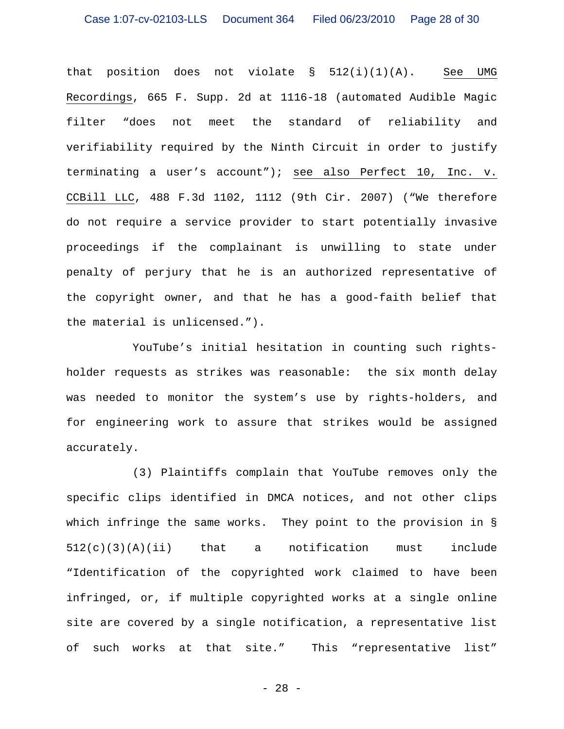that position does not violate § 512(i)(1)(A). See UMG Recordings, 665 F. Supp. 2d at 1116-18 (automated Audible Magic filter "does not meet the standard of reliability and verifiability required by the Ninth Circuit in order to justify terminating a user's account"); see also Perfect 10, Inc. v. CCBill LLC, 488 F.3d 1102, 1112 (9th Cir. 2007) ("We therefore do not require a service provider to start potentially invasive proceedings if the complainant is unwilling to state under penalty of perjury that he is an authorized representative of the copyright owner, and that he has a good-faith belief that the material is unlicensed.").

YouTube's initial hesitation in counting such rights-holder requests as strikes was reasonable: the six month delay was needed to monitor the system's use by rights-holders, and for engineering work to assure that strikes would be assigned accurately.

(3) Plaintiffs complain that YouTube removes only the specific clips identified in DMCA notices, and not other clips which infringe the same works. They point to the provision in § 512(c)(3)(A)(ii) that a notification must include "Identification of the copyrighted work claimed to have been infringed, or, if multiple copyrighted works at a single online site are covered by a single notification, a representative list of such works at that site." This "representative list"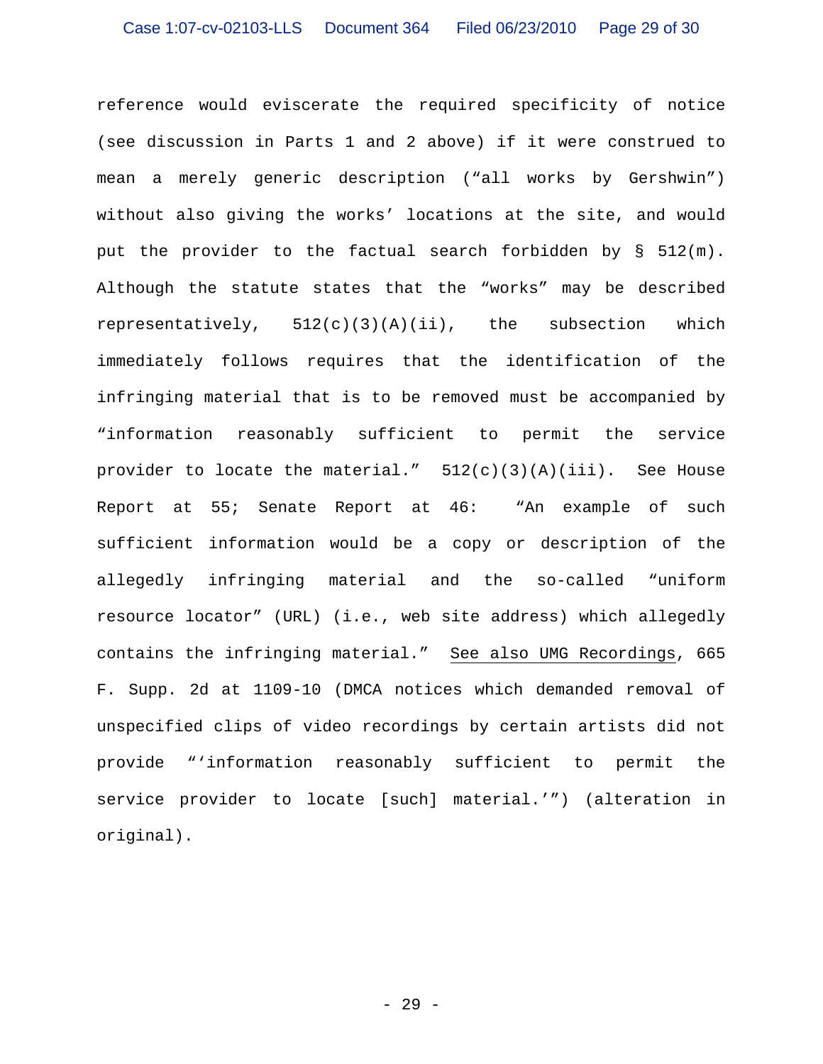reference would eviscerate the required specificity of notice (see discussion in Parts 1 and 2 above) if it were construed to mean a merely generic description ("all works by Gershwin") without also giving the works' locations at the site, and would put the provider to the factual search forbidden by § 512(m). Although the statute states that the "works" may be described representatively, 512(c)(3)(A)(ii), the subsection which immediately follows requires that the identification of the infringing material that is to be removed must be accompanied by "information reasonably sufficient to permit the service provider to locate the material." 512(c)(3)(A)(iii). See House Report at 55; Senate Report at 46: "An example of such sufficient information would be a copy or description of the allegedly infringing material and the so-called "uniform resource locator" (URL) (i.e., web site address) which allegedly contains the infringing material." <u>See also UMG Recordings</u>, 665 F. Supp. 2d at 1109-10 (DMCA notices which demanded removal of unspecified clips of video recordings by certain artists did not provide "'information reasonably sufficient to permit the service provider to locate [such] material.'") (alteration in original).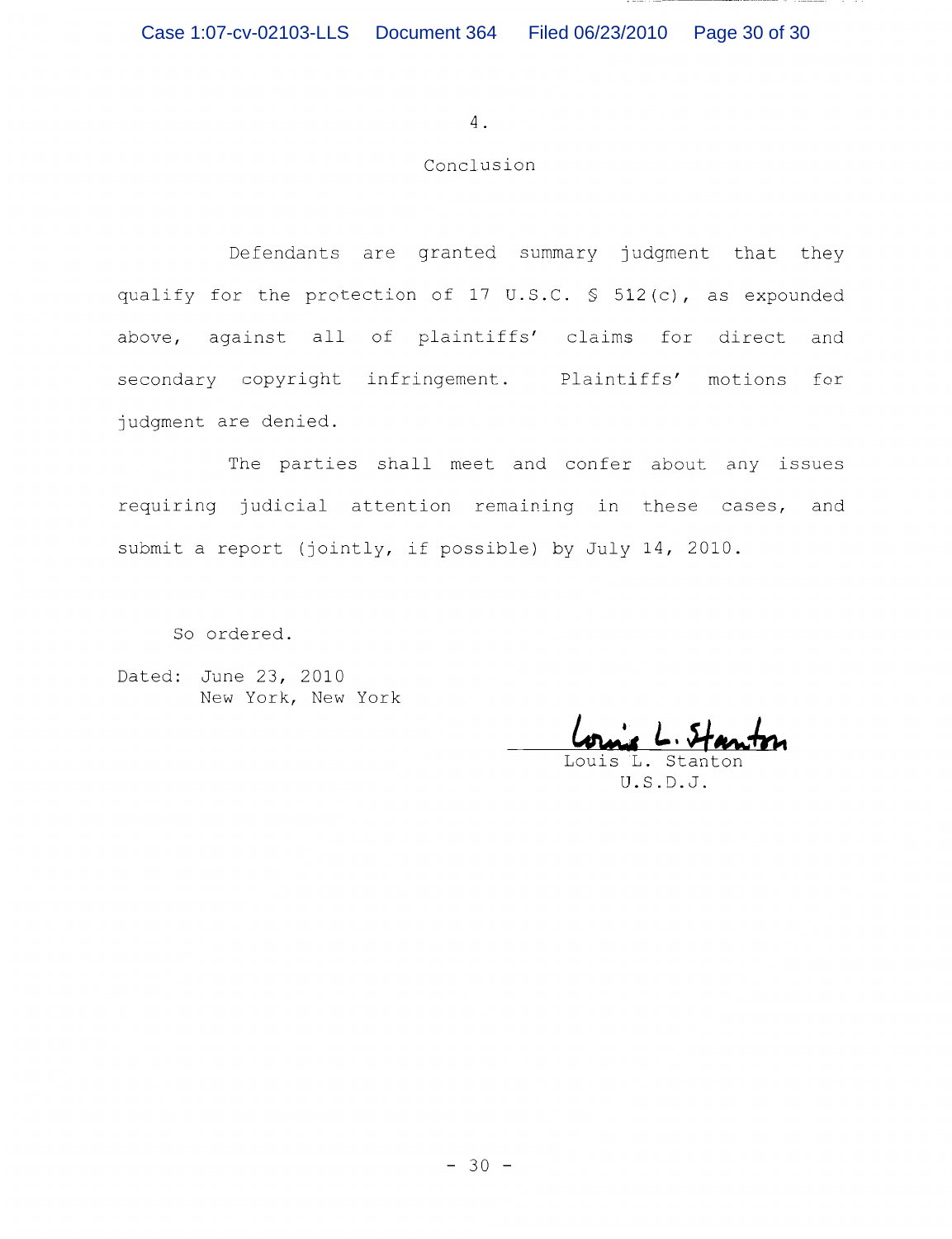## 4.

## Conclusion

Defendants are granted summary judgment that they qualify for the protection of 17 U.S.C. § 512(c), as expounded above, against all of plaintiffs' claims for direct and secondary copyright infringement. Plaintiffs' motions for judgment are denied.

The parties shall meet and confer about any issues requiring judicial attention remaining in these cases, and submit a report (jointly, if possible) by July 14, 2010.

So ordered.

Dated: June 23, 2010
New York, New York

Louis L. Stanton
U.S.D.J.